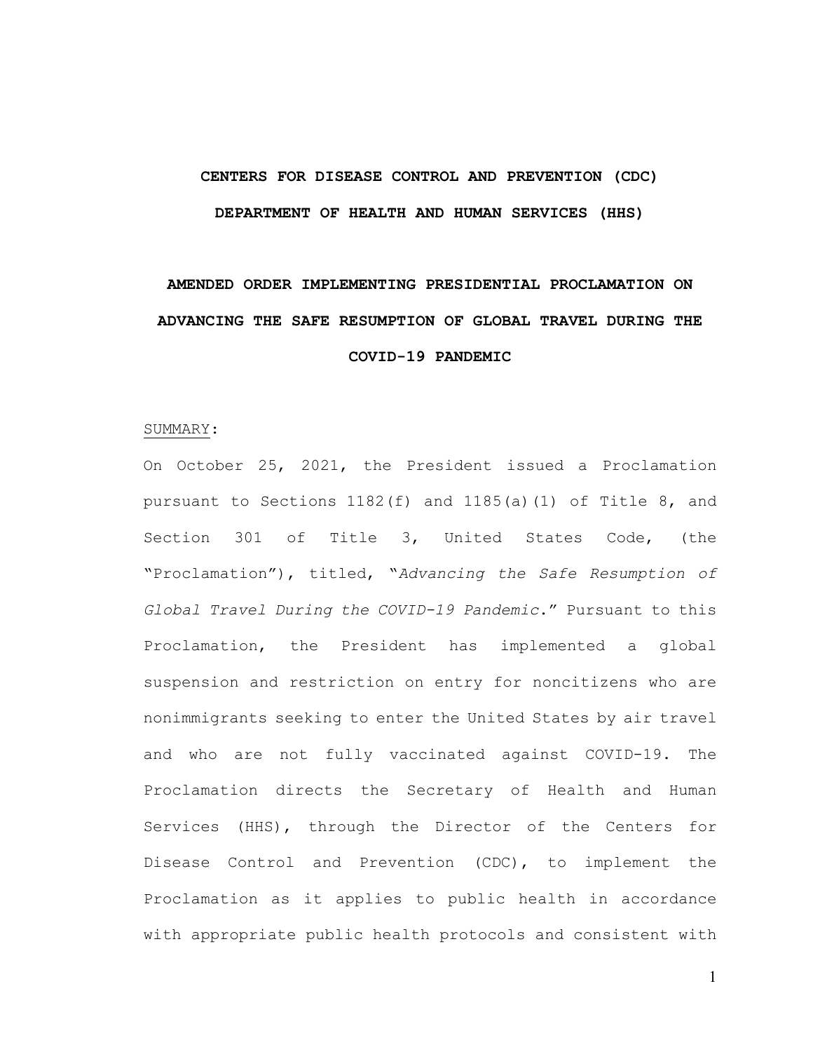**CENTERS FOR DISEASE CONTROL AND PREVENTION (CDC)**

**DEPARTMENT OF HEALTH AND HUMAN SERVICES (HHS)**

# AMENDED ORDER IMPLEMENTING PRESIDENTIAL PROCLAMATION ON ADVANCING THE SAFE RESUMPTION OF GLOBAL TRAVEL DURING THE COVID-19 PANDEMIC

SUMMARY:

On October 25, 2021, the President issued a Proclamation pursuant to Sections 1182(f) and 1185(a)(1) of Title 8, and Section 301 of Title 3, United States Code, (the "Proclamation"), titled, "*Advancing the Safe Resumption of Global Travel During the COVID-19 Pandemic*." Pursuant to this Proclamation, the President has implemented a global suspension and restriction on entry for noncitizens who are nonimmigrants seeking to enter the United States by air travel and who are not fully vaccinated against COVID-19. The Proclamation directs the Secretary of Health and Human Services (HHS), through the Director of the Centers for Disease Control and Prevention (CDC), to implement the Proclamation as it applies to public health in accordance with appropriate public health protocols and consistent with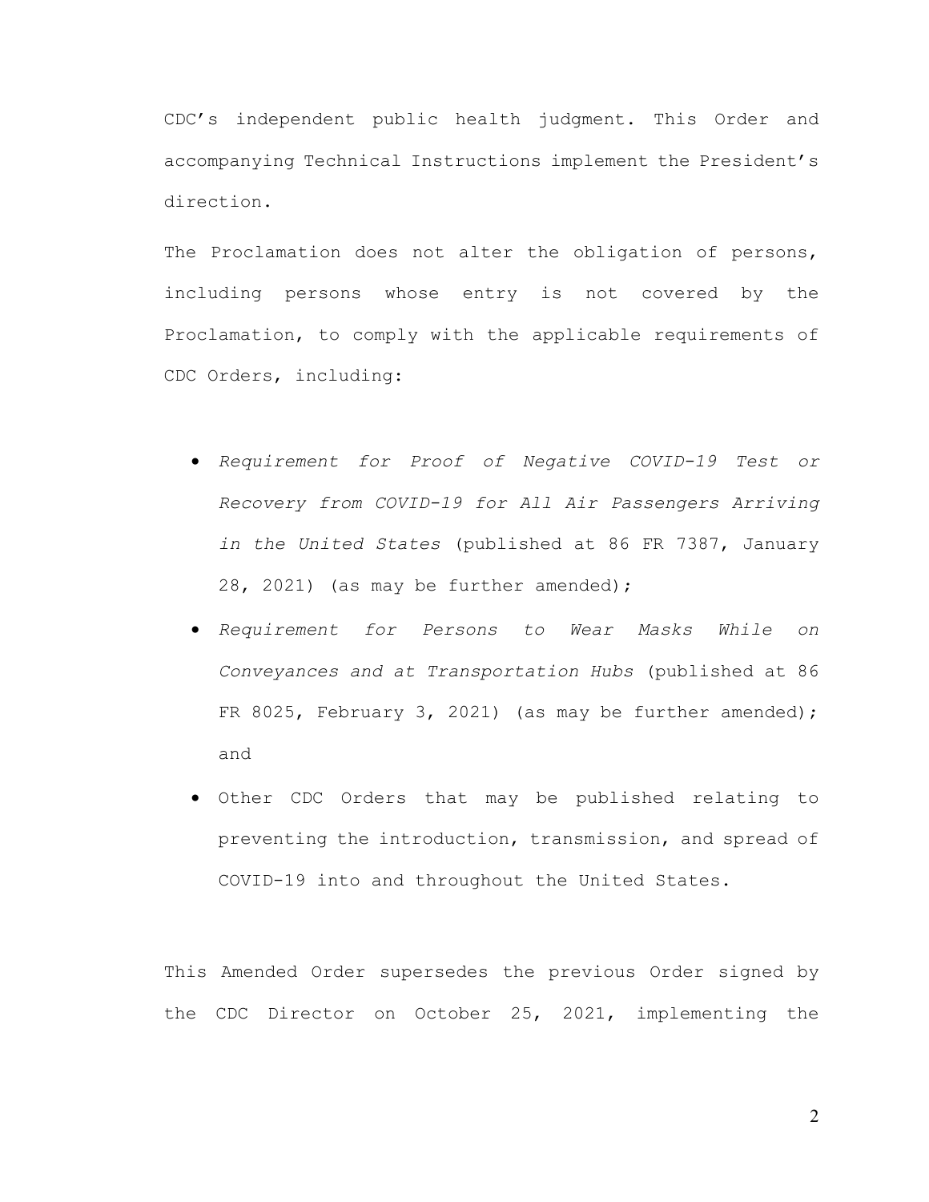CDC’s independent public health judgment. This Order and accompanying Technical Instructions implement the President’s direction.

The Proclamation does not alter the obligation of persons, including persons whose entry is not covered by the Proclamation, to comply with the applicable requirements of CDC Orders, including:

- *Requirement for Proof of Negative COVID-19 Test or Recovery from COVID-19 for All Air Passengers Arriving in the United States* (published at 86 FR 7387, January 28, 2021) (as may be further amended);
- *Requirement for Persons to Wear Masks While on Conveyances and at Transportation Hubs* (published at 86 FR 8025, February 3, 2021) (as may be further amended); and
- Other CDC Orders that may be published relating to preventing the introduction, transmission, and spread of COVID-19 into and throughout the United States.

This Amended Order supersedes the previous Order signed by the CDC Director on October 25, 2021, implementing the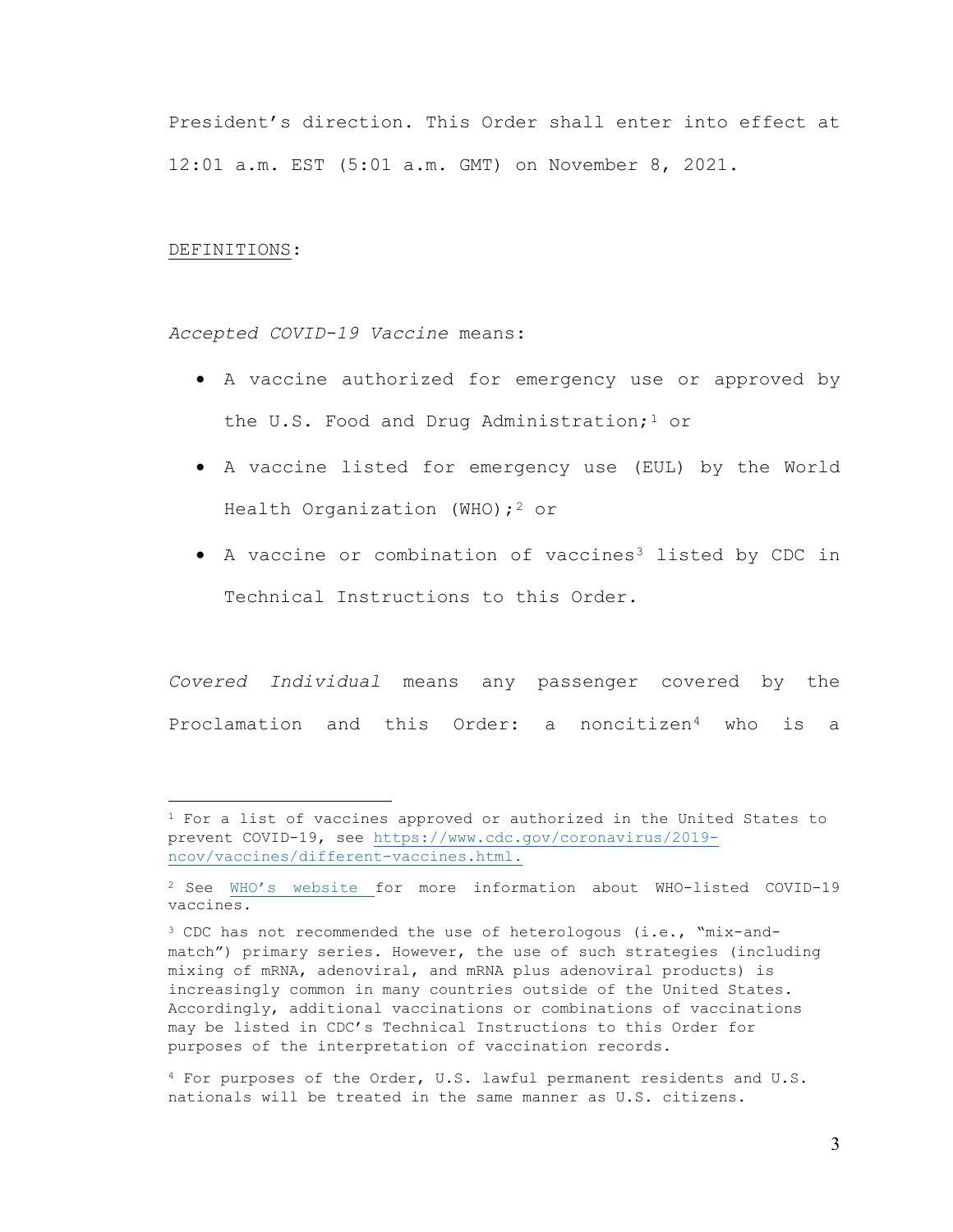President's direction. This Order shall enter into effect at 12:01 a.m. EST (5:01 a.m. GMT) on November 8, 2021.

DEFINITIONS:

*Accepted COVID-19 Vaccine* means:

- A vaccine authorized for emergency use or approved by the U.S. Food and Drug Administration;[1] or
- A vaccine listed for emergency use (EUL) by the World Health Organization (WHO);[2] or
- A vaccine or combination of vaccines[3] listed by CDC in Technical Instructions to this Order.

*Covered Individual* means any passenger covered by the Proclamation and this Order: a noncitizen[4] who is a

---

[1] For a list of vaccines approved or authorized in the United States to prevent COVID-19, see https://www.cdc.gov/coronavirus/2019-ncov/vaccines/different-vaccines.html.

[2] See WHO's website for more information about WHO-listed COVID-19 vaccines.

[3] CDC has not recommended the use of heterologous (i.e., "mix-and-match") primary series. However, the use of such strategies (including mixing of mRNA, adenoviral, and mRNA plus adenoviral products) is increasingly common in many countries outside of the United States. Accordingly, additional vaccinations or combinations of vaccinations may be listed in CDC's Technical Instructions to this Order for purposes of the interpretation of vaccination records.

[4] For purposes of the Order, U.S. lawful permanent residents and U.S. nationals will be treated in the same manner as U.S. citizens.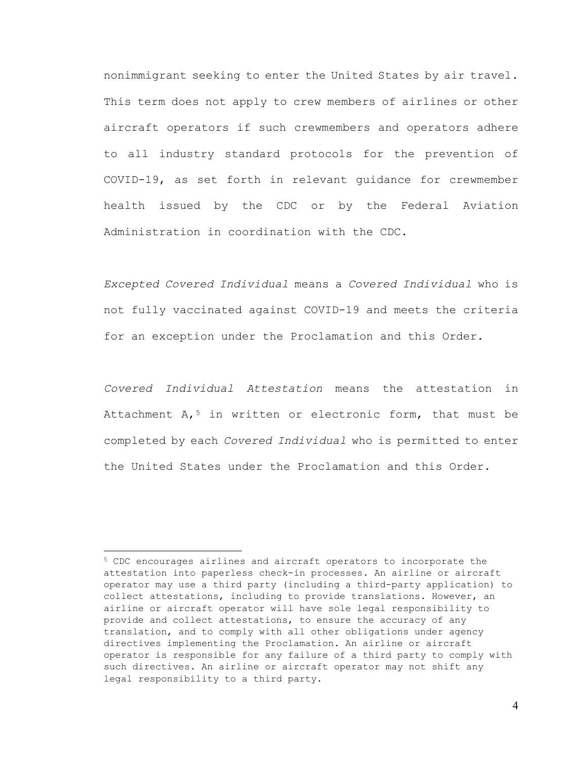nonimmigrant seeking to enter the United States by air travel. This term does not apply to crew members of airlines or other aircraft operators if such crewmembers and operators adhere to all industry standard protocols for the prevention of COVID-19, as set forth in relevant guidance for crewmember health issued by the CDC or by the Federal Aviation Administration in coordination with the CDC.

*Excepted Covered Individual* means a *Covered Individual* who is not fully vaccinated against COVID-19 and meets the criteria for an exception under the Proclamation and this Order.

*Covered Individual Attestation* means the attestation in Attachment A,[5] in written or electronic form, that must be completed by each *Covered Individual* who is permitted to enter the United States under the Proclamation and this Order.

---

[5] CDC encourages airlines and aircraft operators to incorporate the attestation into paperless check-in processes. An airline or aircraft operator may use a third party (including a third-party application) to collect attestations, including to provide translations. However, an airline or aircraft operator will have sole legal responsibility to provide and collect attestations, to ensure the accuracy of any translation, and to comply with all other obligations under agency directives implementing the Proclamation. An airline or aircraft operator is responsible for any failure of a third party to comply with such directives. An airline or aircraft operator may not shift any legal responsibility to a third party.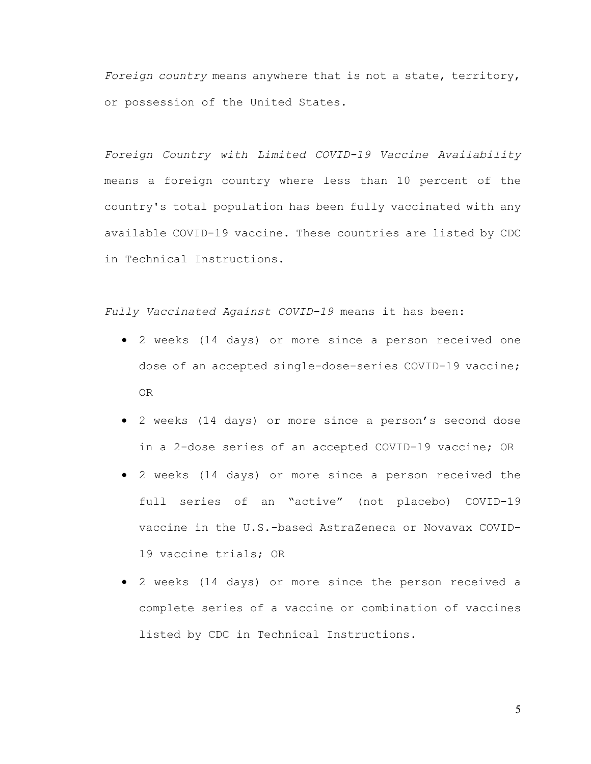*Foreign country* means anywhere that is not a state, territory, or possession of the United States.

*Foreign Country with Limited COVID-19 Vaccine Availability* means a foreign country where less than 10 percent of the country's total population has been fully vaccinated with any available COVID-19 vaccine. These countries are listed by CDC in Technical Instructions.

*Fully Vaccinated Against COVID-19* means it has been:

- 2 weeks (14 days) or more since a person received one dose of an accepted single-dose-series COVID-19 vaccine; OR
- 2 weeks (14 days) or more since a person's second dose in a 2-dose series of an accepted COVID-19 vaccine; OR
- 2 weeks (14 days) or more since a person received the full series of an "active" (not placebo) COVID-19 vaccine in the U.S.-based AstraZeneca or Novavax COVID-19 vaccine trials; OR
- 2 weeks (14 days) or more since the person received a complete series of a vaccine or combination of vaccines listed by CDC in Technical Instructions.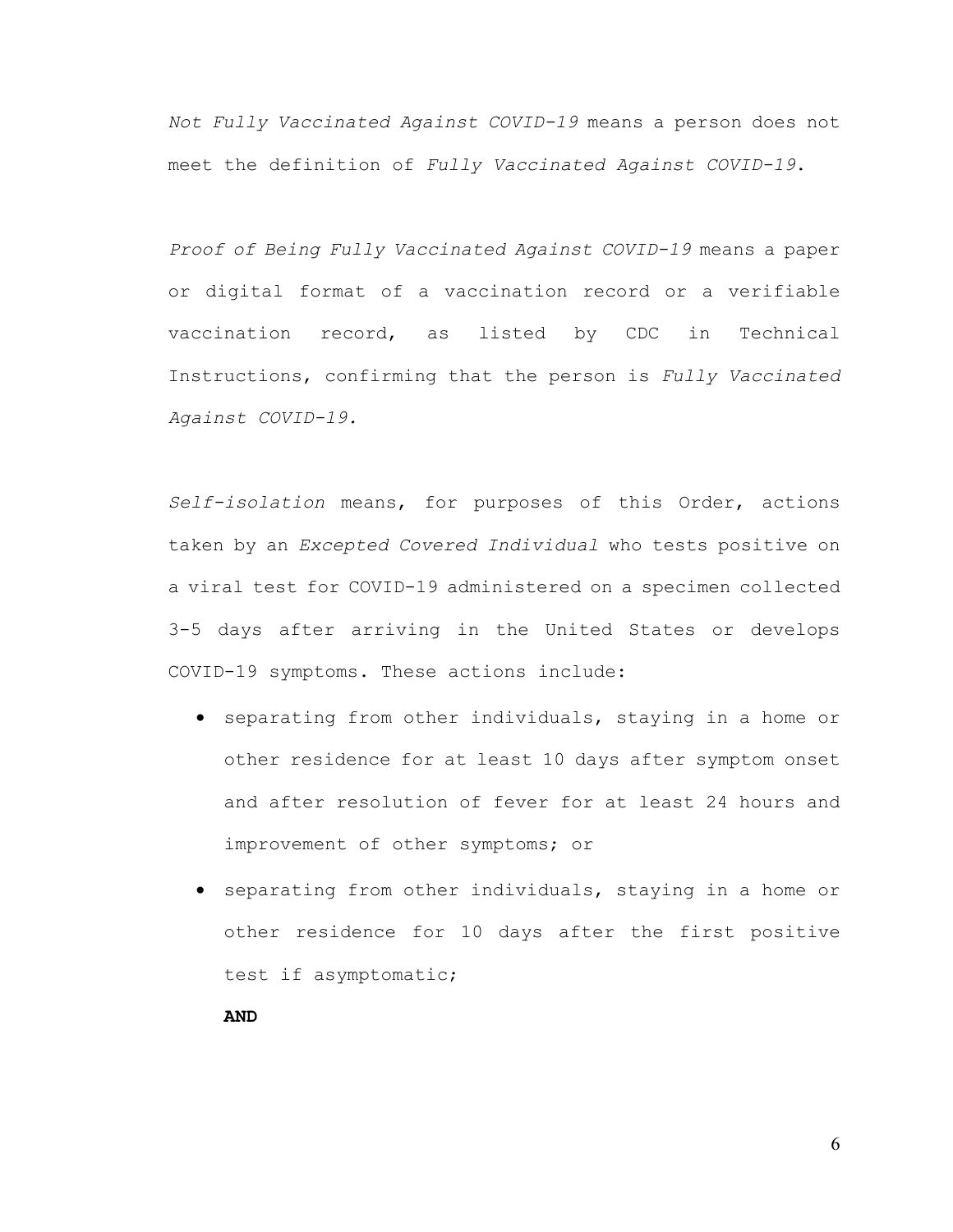*Not Fully Vaccinated Against COVID-19* means a person does not meet the definition of *Fully Vaccinated Against COVID-19*.

*Proof of Being Fully Vaccinated Against COVID-19* means a paper or digital format of a vaccination record or a verifiable vaccination record, as listed by CDC in Technical Instructions, confirming that the person is *Fully Vaccinated Against COVID-19.*

*Self-isolation* means, for purposes of this Order, actions taken by an *Excepted Covered Individual* who tests positive on a viral test for COVID-19 administered on a specimen collected 3-5 days after arriving in the United States or develops COVID-19 symptoms. These actions include:

- separating from other individuals, staying in a home or other residence for at least 10 days after symptom onset and after resolution of fever for at least 24 hours and improvement of other symptoms; or
- separating from other individuals, staying in a home or other residence for 10 days after the first positive test if asymptomatic;

  **AND**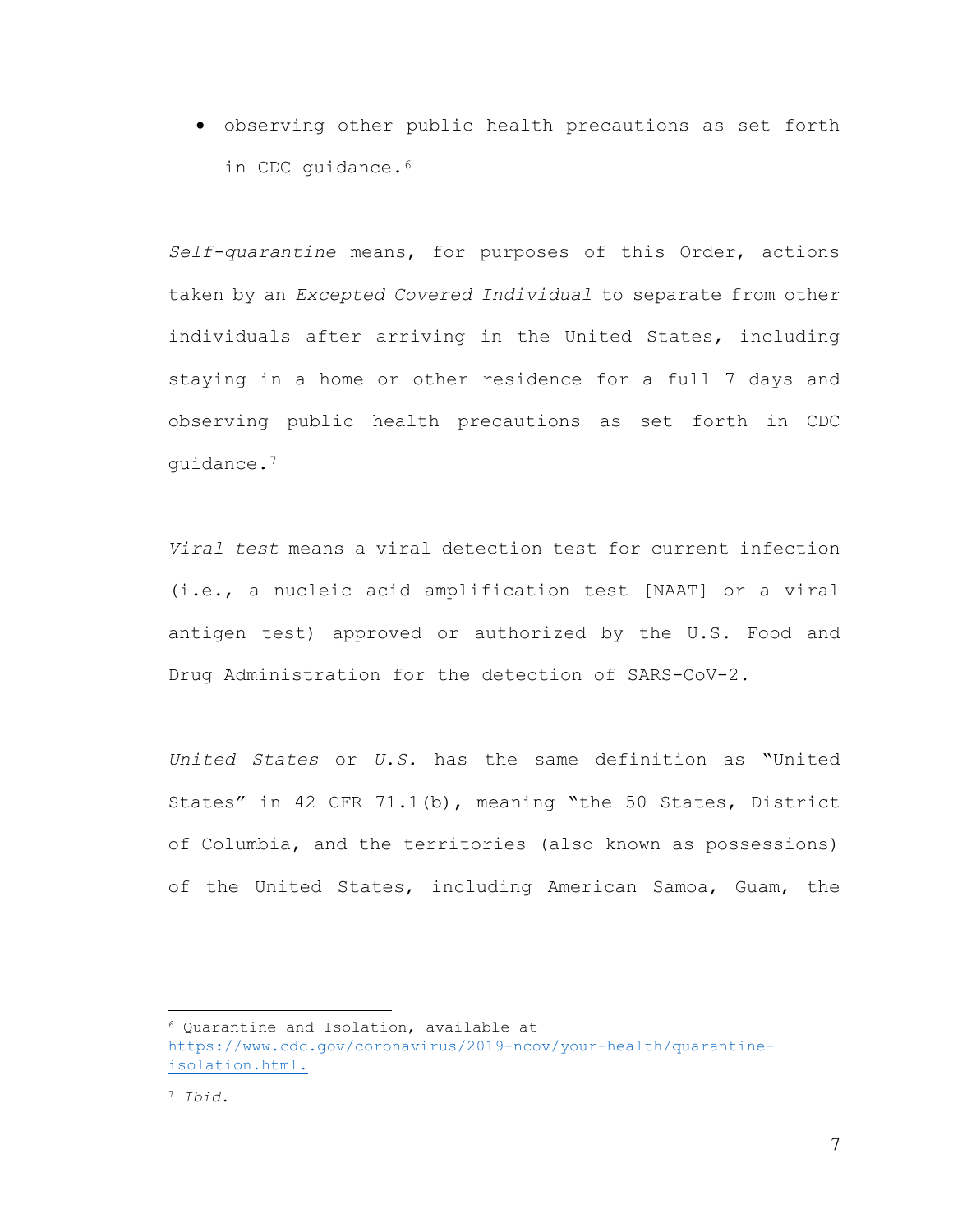- observing other public health precautions as set forth in CDC guidance.[6]

*Self-quarantine* means, for purposes of this Order, actions taken by an *Excepted Covered Individual* to separate from other individuals after arriving in the United States, including staying in a home or other residence for a full 7 days and observing public health precautions as set forth in CDC guidance.[7]

*Viral test* means a viral detection test for current infection (i.e., a nucleic acid amplification test [NAAT] or a viral antigen test) approved or authorized by the U.S. Food and Drug Administration for the detection of SARS-CoV-2.

*United States* or *U.S.* has the same definition as "United States" in 42 CFR 71.1(b), meaning "the 50 States, District of Columbia, and the territories (also known as possessions) of the United States, including American Samoa, Guam, the

---

[6] Quarantine and Isolation, available at https://www.cdc.gov/coronavirus/2019-ncov/your-health/quarantine-isolation.html.

[7] *Ibid*.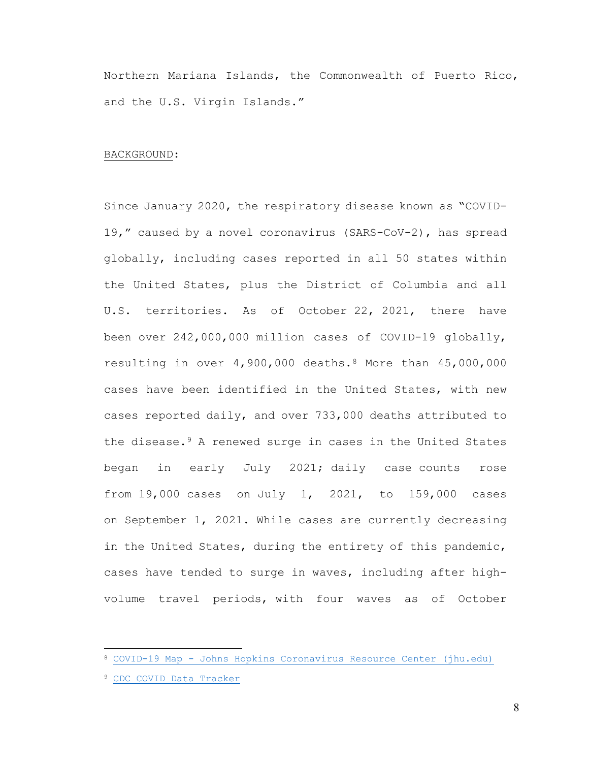Northern Mariana Islands, the Commonwealth of Puerto Rico, and the U.S. Virgin Islands."

<u>BACKGROUND</u>:

Since January 2020, the respiratory disease known as "COVID-19," caused by a novel coronavirus (SARS-CoV-2), has spread globally, including cases reported in all 50 states within the United States, plus the District of Columbia and all U.S. territories. As of October 22, 2021, there have been over 242,000,000 million cases of COVID-19 globally, resulting in over 4,900,000 deaths.[8] More than 45,000,000 cases have been identified in the United States, with new cases reported daily, and over 733,000 deaths attributed to the disease.[9] A renewed surge in cases in the United States began in early July 2021; daily case counts rose from 19,000 cases on July 1, 2021, to 159,000 cases on September 1, 2021. While cases are currently decreasing in the United States, during the entirety of this pandemic, cases have tended to surge in waves, including after high-volume travel periods, with four waves as of October

---

[8] COVID-19 Map - Johns Hopkins Coronavirus Resource Center (jhu.edu)

[9] CDC COVID Data Tracker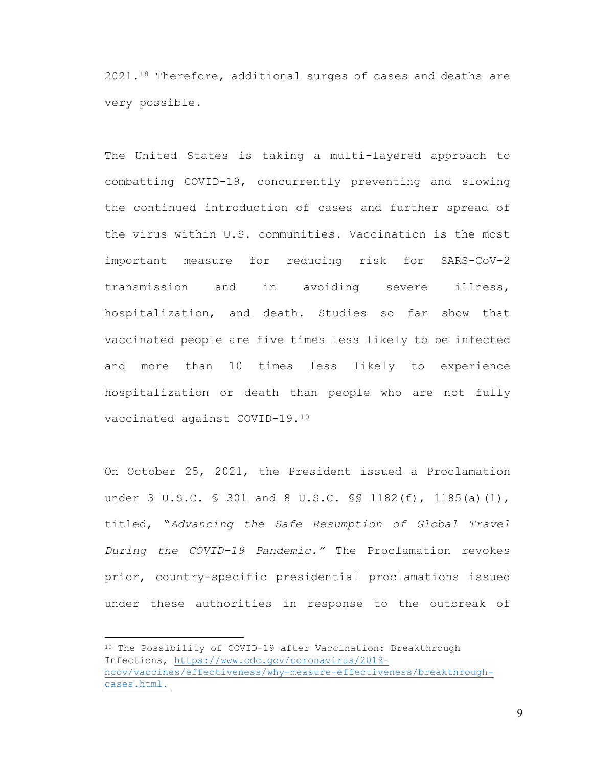2021.[18] Therefore, additional surges of cases and deaths are very possible.

The United States is taking a multi-layered approach to combatting COVID-19, concurrently preventing and slowing the continued introduction of cases and further spread of the virus within U.S. communities. Vaccination is the most important measure for reducing risk for SARS-CoV-2 transmission and in avoiding severe illness, hospitalization, and death. Studies so far show that vaccinated people are five times less likely to be infected and more than 10 times less likely to experience hospitalization or death than people who are not fully vaccinated against COVID-19.[10]

On October 25, 2021, the President issued a Proclamation under 3 U.S.C. § 301 and 8 U.S.C. §§ 1182(f), 1185(a)(1), titled, "*Advancing the Safe Resumption of Global Travel During the COVID-19 Pandemic.*" The Proclamation revokes prior, country-specific presidential proclamations issued under these authorities in response to the outbreak of

---

[10] The Possibility of COVID-19 after Vaccination: Breakthrough Infections, https://www.cdc.gov/coronavirus/2019-ncov/vaccines/effectiveness/why-measure-effectiveness/breakthrough-cases.html.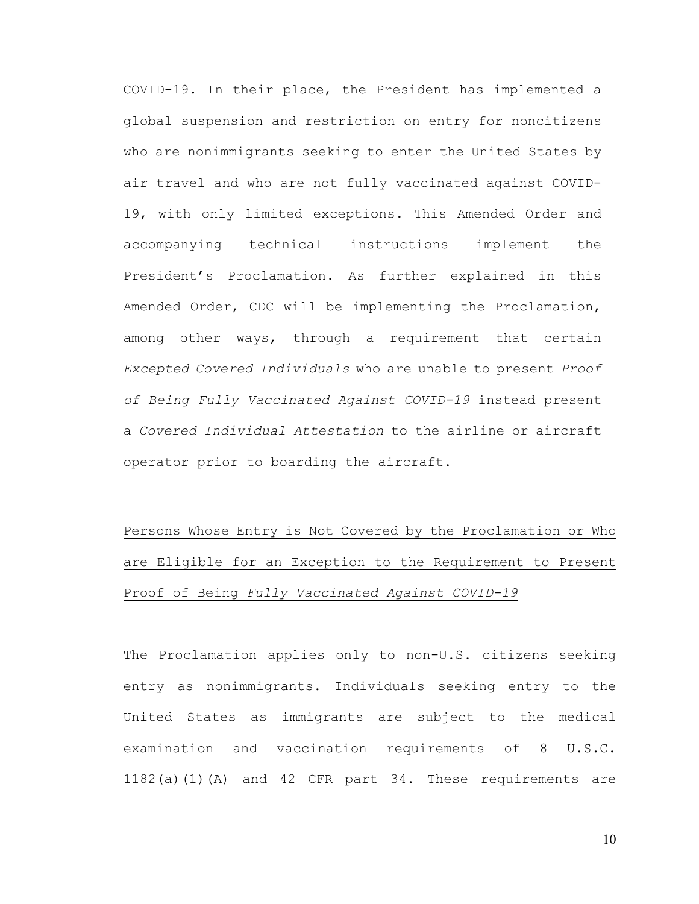COVID-19. In their place, the President has implemented a global suspension and restriction on entry for noncitizens who are nonimmigrants seeking to enter the United States by air travel and who are not fully vaccinated against COVID-19, with only limited exceptions. This Amended Order and accompanying technical instructions implement the President's Proclamation. As further explained in this Amended Order, CDC will be implementing the Proclamation, among other ways, through a requirement that certain *Excepted Covered Individuals* who are unable to present *Proof of Being Fully Vaccinated Against COVID-19* instead present a *Covered Individual Attestation* to the airline or aircraft operator prior to boarding the aircraft.

<u>Persons Whose Entry is Not Covered by the Proclamation or Who are Eligible for an Exception to the Requirement to Present Proof of Being *Fully Vaccinated Against COVID-19*</u>

The Proclamation applies only to non-U.S. citizens seeking entry as nonimmigrants. Individuals seeking entry to the United States as immigrants are subject to the medical examination and vaccination requirements of 8 U.S.C. 1182(a)(1)(A) and 42 CFR part 34. These requirements are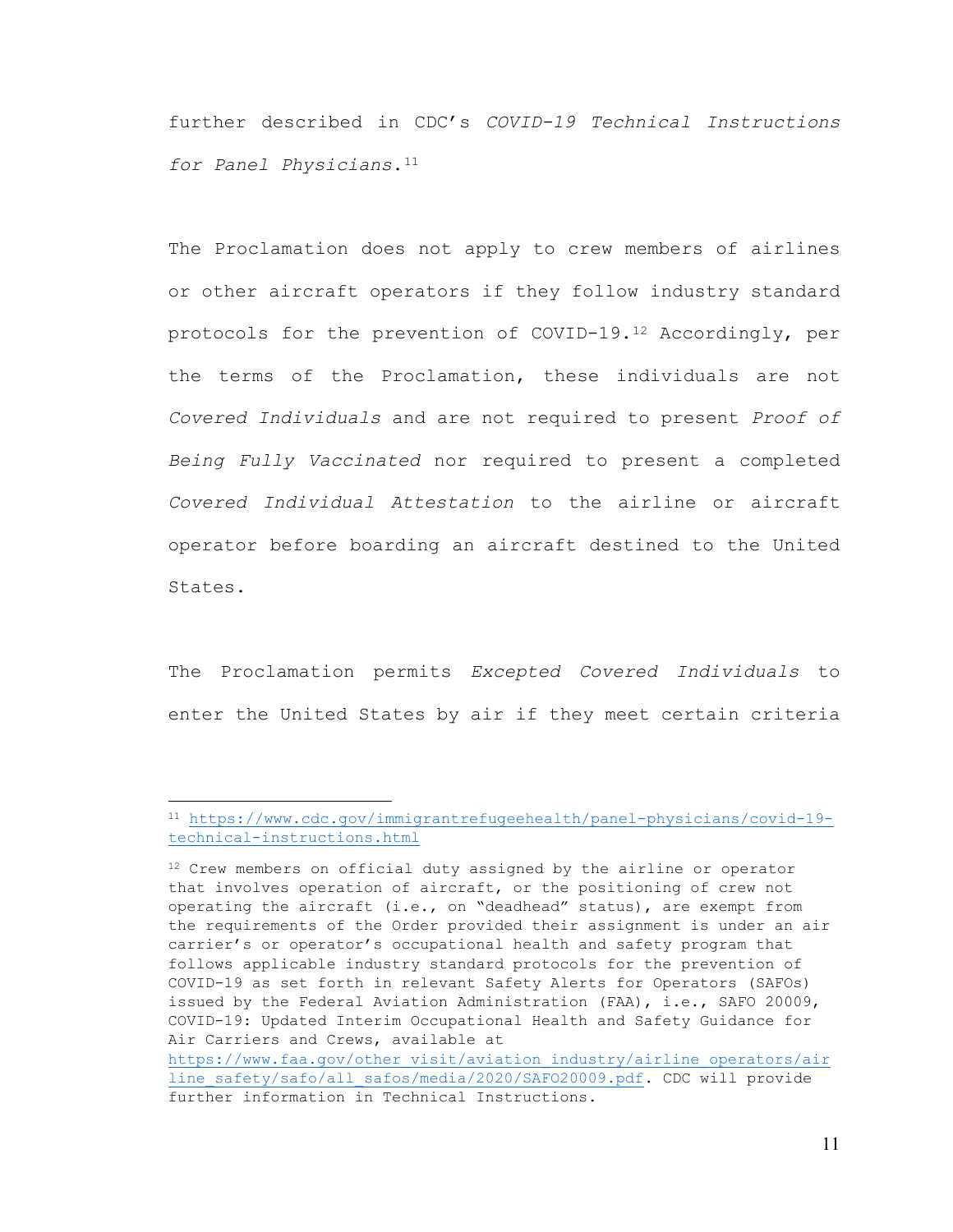further described in CDC's *COVID-19 Technical Instructions for Panel Physicians*.[11]

The Proclamation does not apply to crew members of airlines or other aircraft operators if they follow industry standard protocols for the prevention of COVID-19.[12] Accordingly, per the terms of the Proclamation, these individuals are not *Covered Individuals* and are not required to present *Proof of Being Fully Vaccinated* nor required to present a completed *Covered Individual Attestation* to the airline or aircraft operator before boarding an aircraft destined to the United States.

The Proclamation permits *Excepted Covered Individuals* to enter the United States by air if they meet certain criteria

---

[11] https://www.cdc.gov/immigrantrefugeehealth/panel-physicians/covid-19-technical-instructions.html

[12] Crew members on official duty assigned by the airline or operator that involves operation of aircraft, or the positioning of crew not operating the aircraft (i.e., on "deadhead" status), are exempt from the requirements of the Order provided their assignment is under an air carrier's or operator's occupational health and safety program that follows applicable industry standard protocols for the prevention of COVID-19 as set forth in relevant Safety Alerts for Operators (SAFOs) issued by the Federal Aviation Administration (FAA), i.e., SAFO 20009, COVID-19: Updated Interim Occupational Health and Safety Guidance for Air Carriers and Crews, available at https://www.faa.gov/other_visit/aviation_industry/airline_operators/airline_safety/safo/all_safos/media/2020/SAFO20009.pdf. CDC will provide further information in Technical Instructions.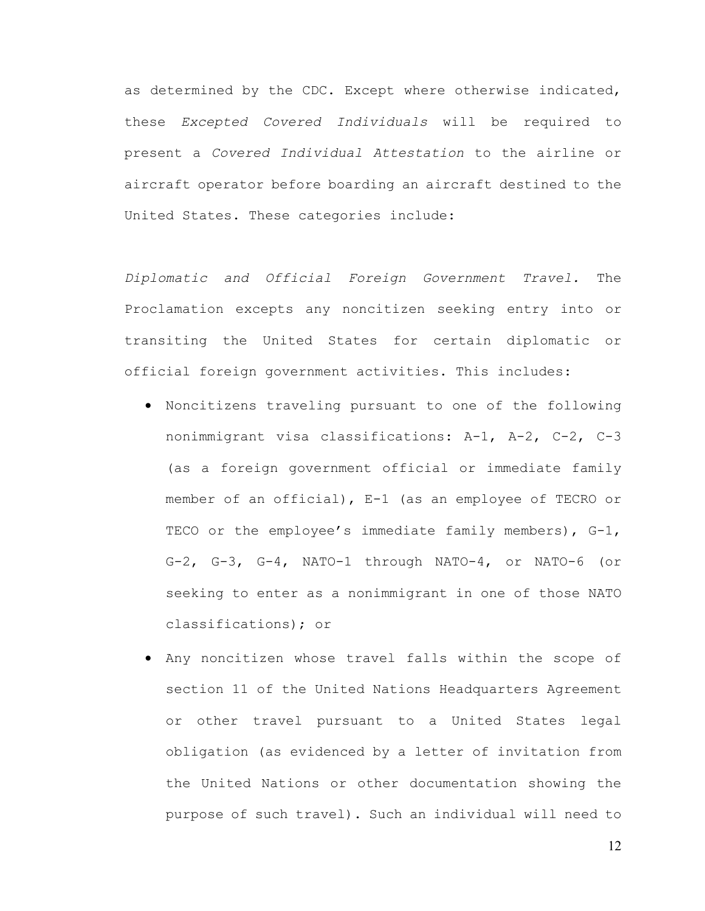as determined by the CDC. Except where otherwise indicated, these *Excepted Covered Individuals* will be required to present a *Covered Individual Attestation* to the airline or aircraft operator before boarding an aircraft destined to the United States. These categories include:

*Diplomatic and Official Foreign Government Travel.* The Proclamation excepts any noncitizen seeking entry into or transiting the United States for certain diplomatic or official foreign government activities. This includes:

- Noncitizens traveling pursuant to one of the following nonimmigrant visa classifications: A-1, A-2, C-2, C-3 (as a foreign government official or immediate family member of an official), E-1 (as an employee of TECRO or TECO or the employee's immediate family members), G-1, G-2, G-3, G-4, NATO-1 through NATO-4, or NATO-6 (or seeking to enter as a nonimmigrant in one of those NATO classifications); or
- Any noncitizen whose travel falls within the scope of section 11 of the United Nations Headquarters Agreement or other travel pursuant to a United States legal obligation (as evidenced by a letter of invitation from the United Nations or other documentation showing the purpose of such travel). Such an individual will need to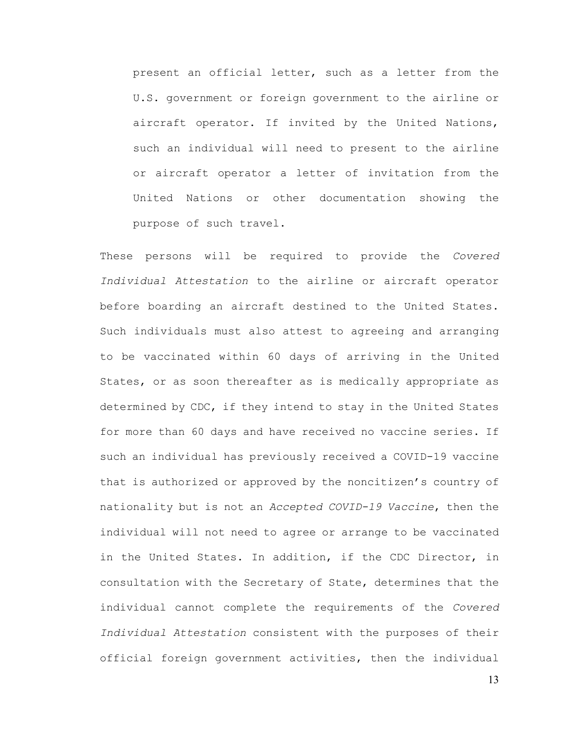present an official letter, such as a letter from the U.S. government or foreign government to the airline or aircraft operator. If invited by the United Nations, such an individual will need to present to the airline or aircraft operator a letter of invitation from the United Nations or other documentation showing the purpose of such travel.

These persons will be required to provide the *Covered Individual Attestation* to the airline or aircraft operator before boarding an aircraft destined to the United States. Such individuals must also attest to agreeing and arranging to be vaccinated within 60 days of arriving in the United States, or as soon thereafter as is medically appropriate as determined by CDC, if they intend to stay in the United States for more than 60 days and have received no vaccine series. If such an individual has previously received a COVID-19 vaccine that is authorized or approved by the noncitizen's country of nationality but is not an *Accepted COVID-19 Vaccine*, then the individual will not need to agree or arrange to be vaccinated in the United States. In addition, if the CDC Director, in consultation with the Secretary of State, determines that the individual cannot complete the requirements of the *Covered Individual Attestation* consistent with the purposes of their official foreign government activities, then the individual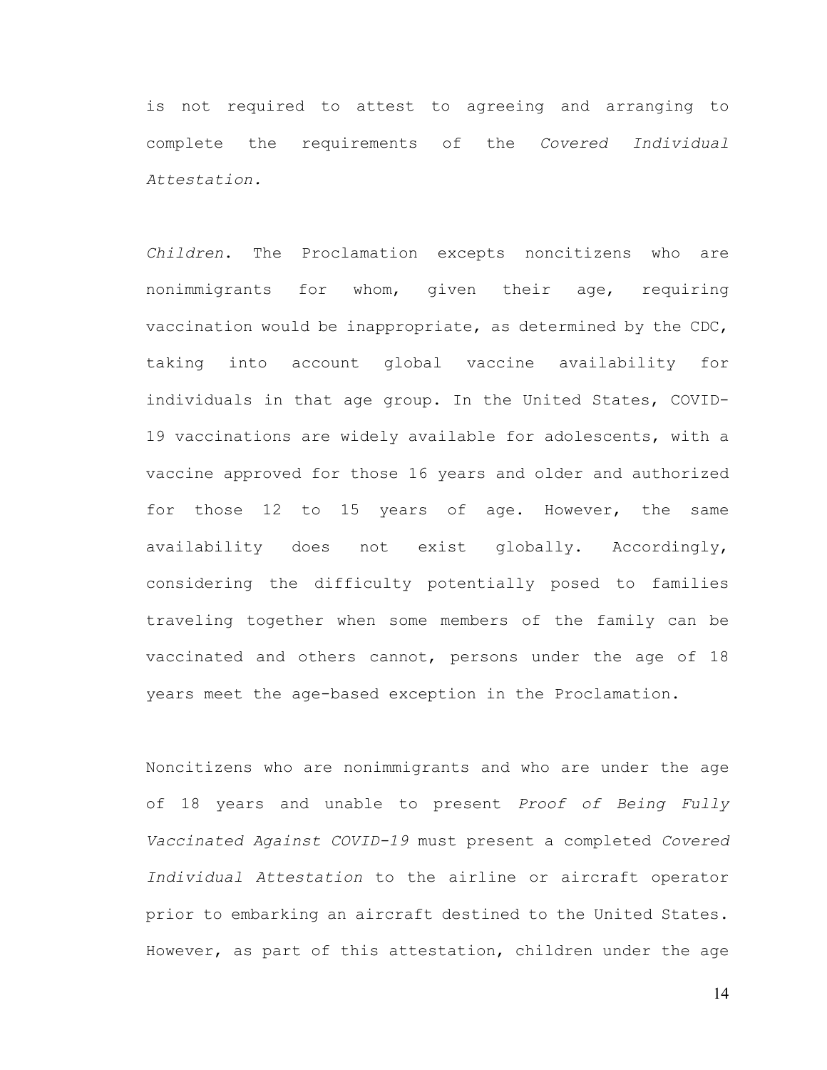is not required to attest to agreeing and arranging to complete the requirements of the *Covered Individual Attestation.*

*Children*. The Proclamation excepts noncitizens who are nonimmigrants for whom, given their age, requiring vaccination would be inappropriate, as determined by the CDC, taking into account global vaccine availability for individuals in that age group. In the United States, COVID-19 vaccinations are widely available for adolescents, with a vaccine approved for those 16 years and older and authorized for those 12 to 15 years of age. However, the same availability does not exist globally. Accordingly, considering the difficulty potentially posed to families traveling together when some members of the family can be vaccinated and others cannot, persons under the age of 18 years meet the age-based exception in the Proclamation.

Noncitizens who are nonimmigrants and who are under the age of 18 years and unable to present *Proof of Being Fully Vaccinated Against COVID-19* must present a completed *Covered Individual Attestation* to the airline or aircraft operator prior to embarking an aircraft destined to the United States. However, as part of this attestation, children under the age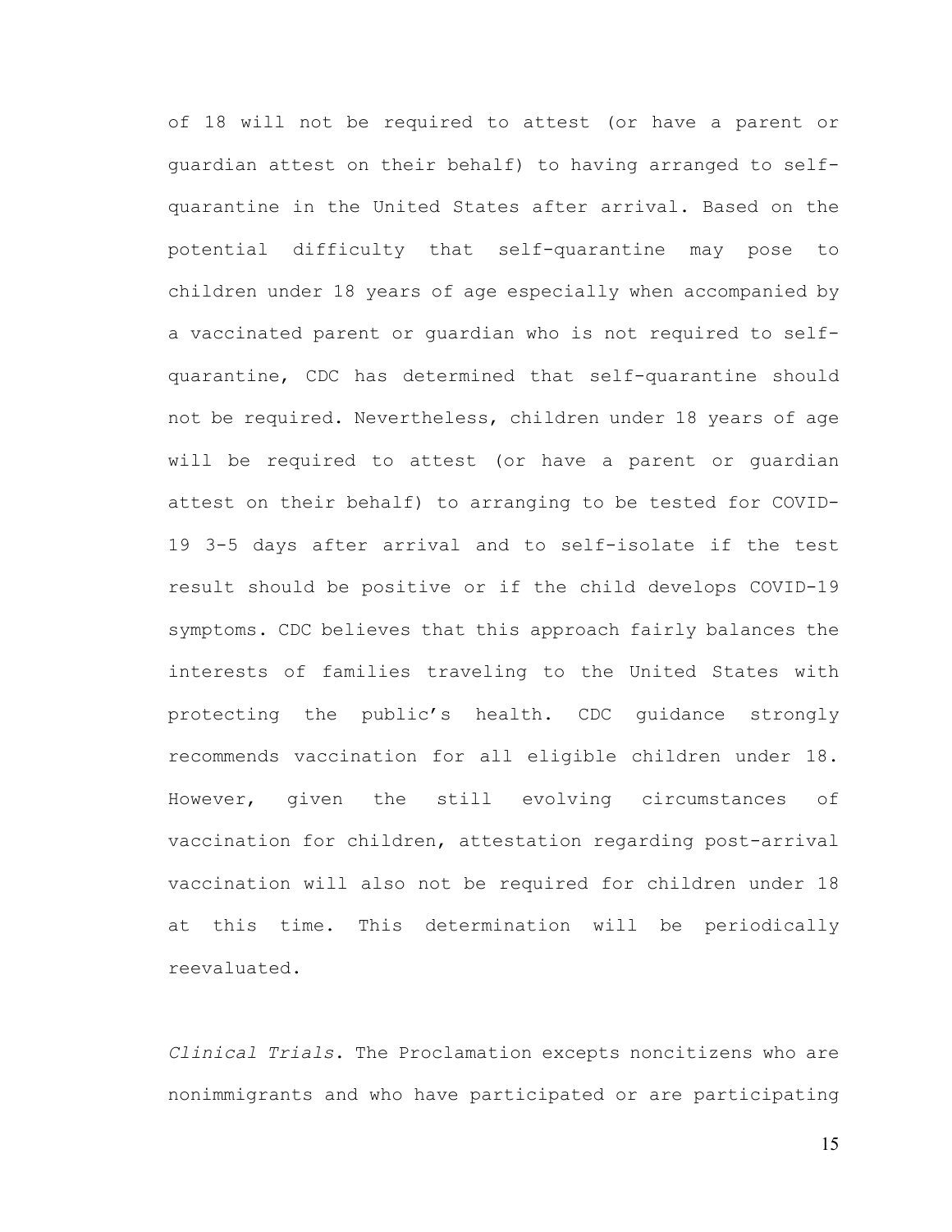of 18 will not be required to attest (or have a parent or guardian attest on their behalf) to having arranged to self-quarantine in the United States after arrival. Based on the potential difficulty that self-quarantine may pose to children under 18 years of age especially when accompanied by a vaccinated parent or guardian who is not required to self-quarantine, CDC has determined that self-quarantine should not be required. Nevertheless, children under 18 years of age will be required to attest (or have a parent or guardian attest on their behalf) to arranging to be tested for COVID-19 3-5 days after arrival and to self-isolate if the test result should be positive or if the child develops COVID-19 symptoms. CDC believes that this approach fairly balances the interests of families traveling to the United States with protecting the public's health. CDC guidance strongly recommends vaccination for all eligible children under 18. However, given the still evolving circumstances of vaccination for children, attestation regarding post-arrival vaccination will also not be required for children under 18 at this time. This determination will be periodically reevaluated.

*Clinical Trials*. The Proclamation excepts noncitizens who are nonimmigrants and who have participated or are participating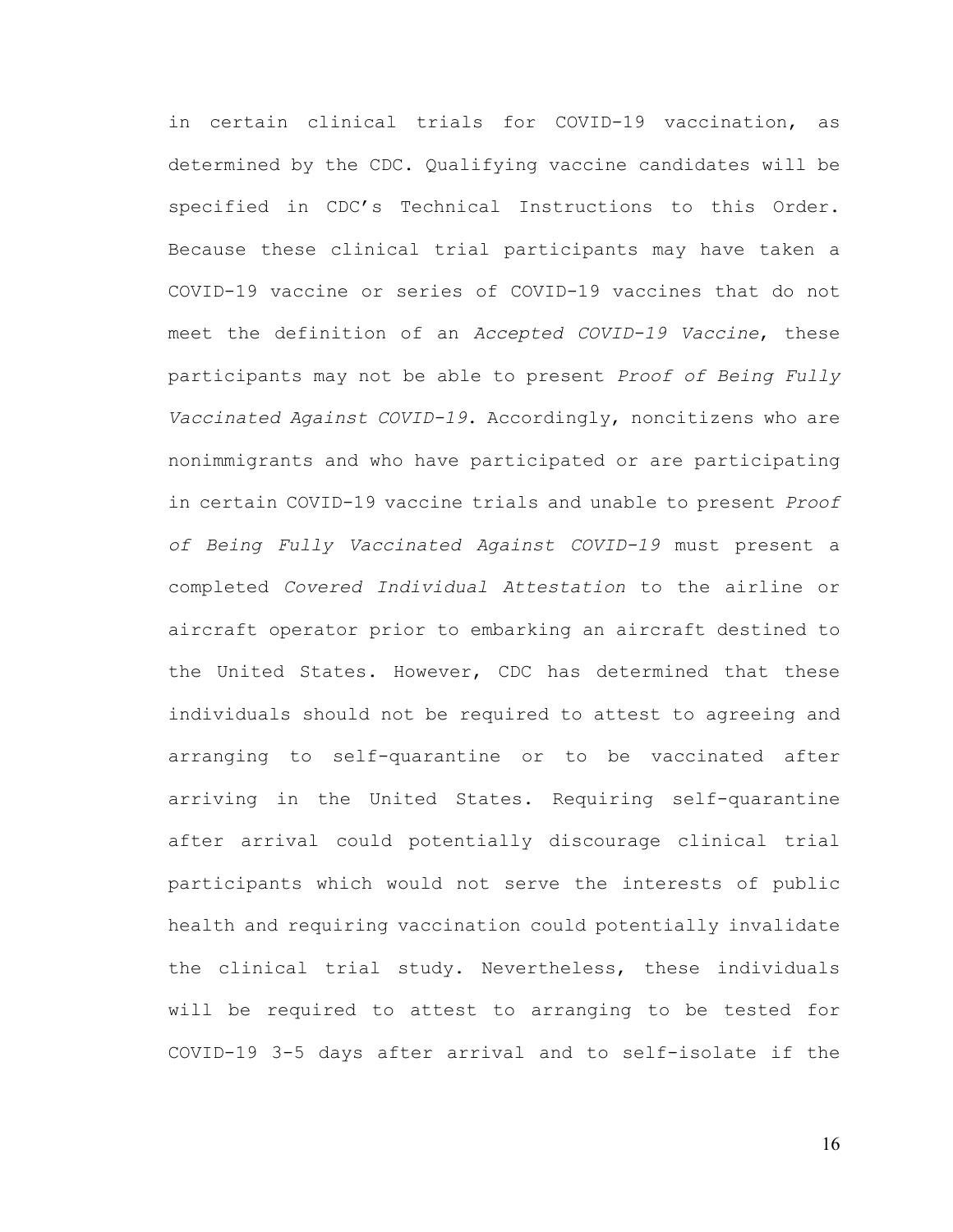in certain clinical trials for COVID-19 vaccination, as determined by the CDC. Qualifying vaccine candidates will be specified in CDC's Technical Instructions to this Order. Because these clinical trial participants may have taken a COVID-19 vaccine or series of COVID-19 vaccines that do not meet the definition of an *Accepted COVID-19 Vaccine*, these participants may not be able to present *Proof of Being Fully Vaccinated Against COVID-19*. Accordingly, noncitizens who are nonimmigrants and who have participated or are participating in certain COVID-19 vaccine trials and unable to present *Proof of Being Fully Vaccinated Against COVID-19* must present a completed *Covered Individual Attestation* to the airline or aircraft operator prior to embarking an aircraft destined to the United States. However, CDC has determined that these individuals should not be required to attest to agreeing and arranging to self-quarantine or to be vaccinated after arriving in the United States. Requiring self-quarantine after arrival could potentially discourage clinical trial participants which would not serve the interests of public health and requiring vaccination could potentially invalidate the clinical trial study. Nevertheless, these individuals will be required to attest to arranging to be tested for COVID-19 3-5 days after arrival and to self-isolate if the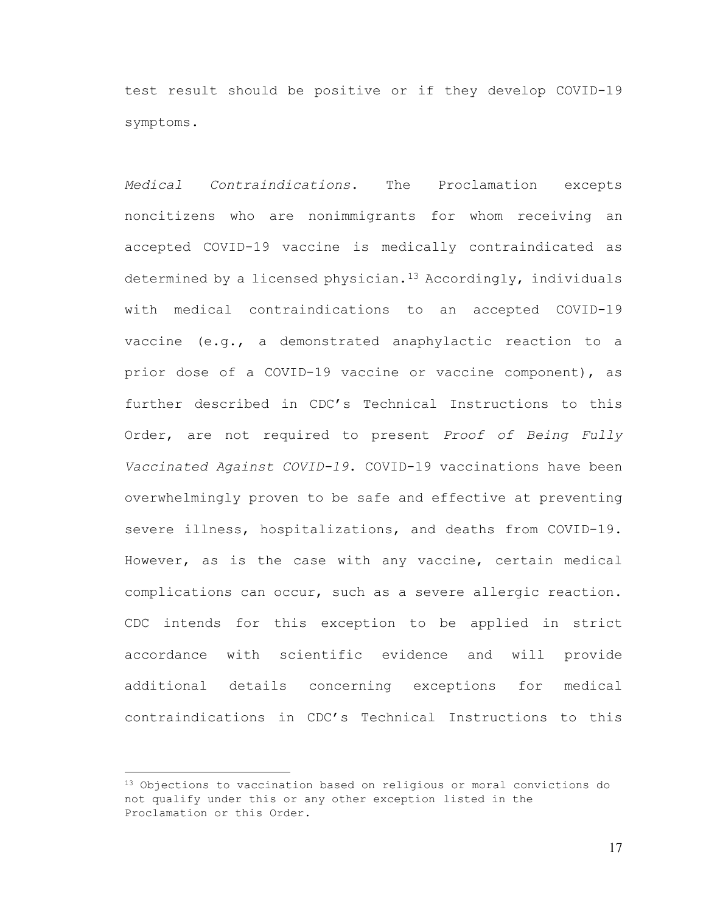test result should be positive or if they develop COVID-19 symptoms.

*Medical Contraindications*. The Proclamation excepts noncitizens who are nonimmigrants for whom receiving an accepted COVID-19 vaccine is medically contraindicated as determined by a licensed physician.[13] Accordingly, individuals with medical contraindications to an accepted COVID-19 vaccine (e.g., a demonstrated anaphylactic reaction to a prior dose of a COVID-19 vaccine or vaccine component), as further described in CDC's Technical Instructions to this Order, are not required to present *Proof of Being Fully Vaccinated Against COVID-19*. COVID-19 vaccinations have been overwhelmingly proven to be safe and effective at preventing severe illness, hospitalizations, and deaths from COVID-19. However, as is the case with any vaccine, certain medical complications can occur, such as a severe allergic reaction. CDC intends for this exception to be applied in strict accordance with scientific evidence and will provide additional details concerning exceptions for medical contraindications in CDC's Technical Instructions to this

[13] Objections to vaccination based on religious or moral convictions do not qualify under this or any other exception listed in the Proclamation or this Order.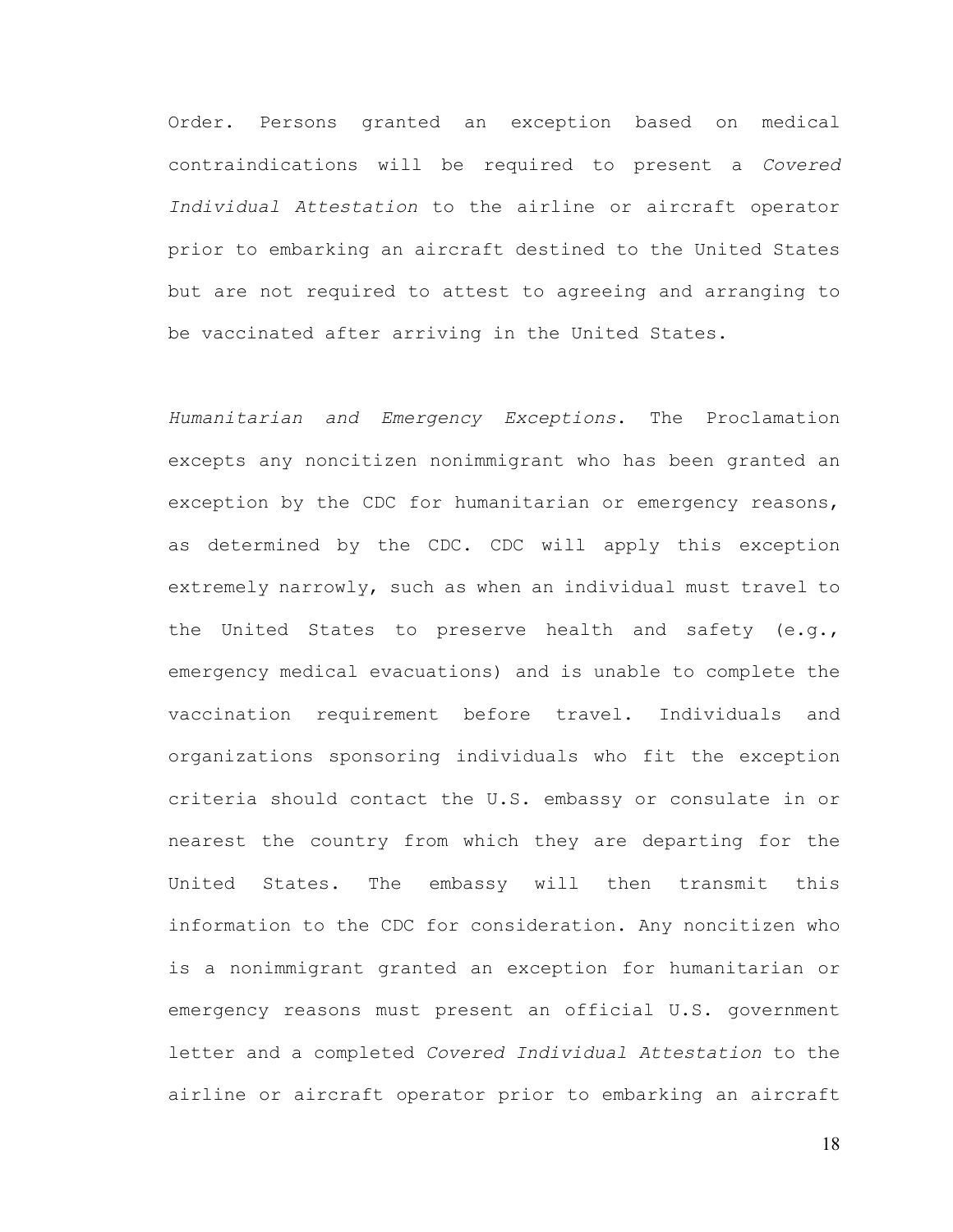Order. Persons granted an exception based on medical contraindications will be required to present a *Covered Individual Attestation* to the airline or aircraft operator prior to embarking an aircraft destined to the United States but are not required to attest to agreeing and arranging to be vaccinated after arriving in the United States.

*Humanitarian and Emergency Exceptions*. The Proclamation excepts any noncitizen nonimmigrant who has been granted an exception by the CDC for humanitarian or emergency reasons, as determined by the CDC. CDC will apply this exception extremely narrowly, such as when an individual must travel to the United States to preserve health and safety (e.g., emergency medical evacuations) and is unable to complete the vaccination requirement before travel. Individuals and organizations sponsoring individuals who fit the exception criteria should contact the U.S. embassy or consulate in or nearest the country from which they are departing for the United States. The embassy will then transmit this information to the CDC for consideration. Any noncitizen who is a nonimmigrant granted an exception for humanitarian or emergency reasons must present an official U.S. government letter and a completed *Covered Individual Attestation* to the airline or aircraft operator prior to embarking an aircraft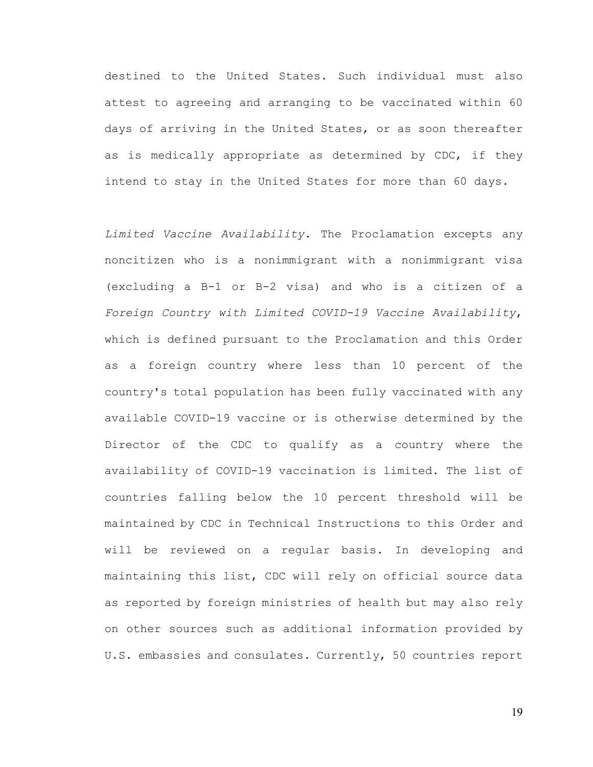destined to the United States. Such individual must also attest to agreeing and arranging to be vaccinated within 60 days of arriving in the United States, or as soon thereafter as is medically appropriate as determined by CDC, if they intend to stay in the United States for more than 60 days.

*Limited Vaccine Availability*. The Proclamation excepts any noncitizen who is a nonimmigrant with a nonimmigrant visa (excluding a B-1 or B-2 visa) and who is a citizen of a *Foreign Country with Limited COVID-19 Vaccine Availability*, which is defined pursuant to the Proclamation and this Order as a foreign country where less than 10 percent of the country's total population has been fully vaccinated with any available COVID-19 vaccine or is otherwise determined by the Director of the CDC to qualify as a country where the availability of COVID-19 vaccination is limited. The list of countries falling below the 10 percent threshold will be maintained by CDC in Technical Instructions to this Order and will be reviewed on a regular basis. In developing and maintaining this list, CDC will rely on official source data as reported by foreign ministries of health but may also rely on other sources such as additional information provided by U.S. embassies and consulates. Currently, 50 countries report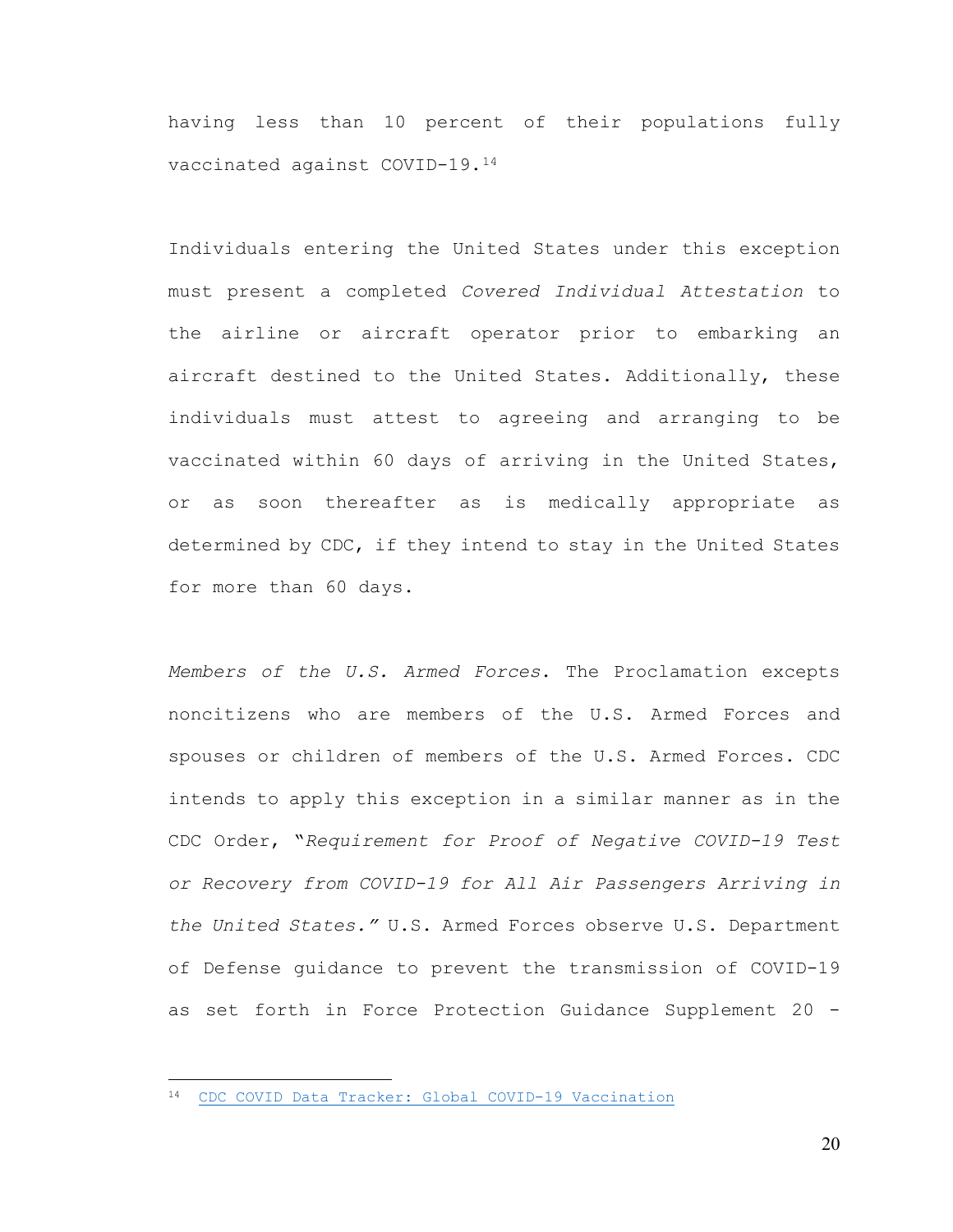having less than 10 percent of their populations fully vaccinated against COVID-19.[14]

Individuals entering the United States under this exception must present a completed *Covered Individual Attestation* to the airline or aircraft operator prior to embarking an aircraft destined to the United States. Additionally, these individuals must attest to agreeing and arranging to be vaccinated within 60 days of arriving in the United States, or as soon thereafter as is medically appropriate as determined by CDC, if they intend to stay in the United States for more than 60 days.

*Members of the U.S. Armed Forces*. The Proclamation excepts noncitizens who are members of the U.S. Armed Forces and spouses or children of members of the U.S. Armed Forces. CDC intends to apply this exception in a similar manner as in the CDC Order, "*Requirement for Proof of Negative COVID-19 Test or Recovery from COVID-19 for All Air Passengers Arriving in the United States.*" U.S. Armed Forces observe U.S. Department of Defense guidance to prevent the transmission of COVID-19 as set forth in Force Protection Guidance Supplement 20 -

---

[14] CDC COVID Data Tracker: Global COVID-19 Vaccination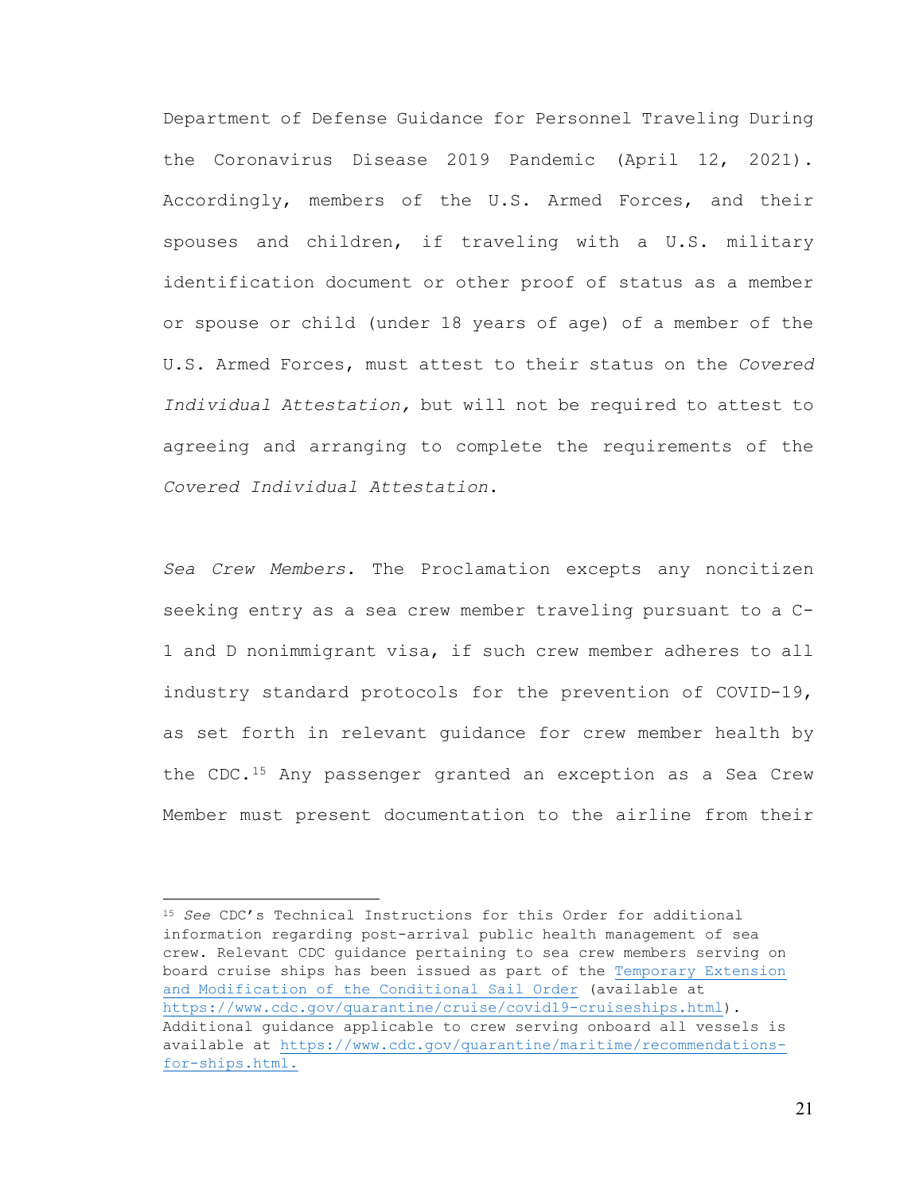Department of Defense Guidance for Personnel Traveling During the Coronavirus Disease 2019 Pandemic (April 12, 2021). Accordingly, members of the U.S. Armed Forces, and their spouses and children, if traveling with a U.S. military identification document or other proof of status as a member or spouse or child (under 18 years of age) of a member of the U.S. Armed Forces, must attest to their status on the *Covered Individual Attestation,* but will not be required to attest to agreeing and arranging to complete the requirements of the *Covered Individual Attestation*.

*Sea Crew Members*. The Proclamation excepts any noncitizen seeking entry as a sea crew member traveling pursuant to a C-1 and D nonimmigrant visa, if such crew member adheres to all industry standard protocols for the prevention of COVID-19, as set forth in relevant guidance for crew member health by the CDC.[15] Any passenger granted an exception as a Sea Crew Member must present documentation to the airline from their

---

[15] *See* CDC's Technical Instructions for this Order for additional information regarding post-arrival public health management of sea crew. Relevant CDC guidance pertaining to sea crew members serving on board cruise ships has been issued as part of the [Temporary Extension and Modification of the Conditional Sail Order](https://www.cdc.gov/quarantine/cruise/covid19-cruiseships.html) (available at https://www.cdc.gov/quarantine/cruise/covid19-cruiseships.html). Additional guidance applicable to crew serving onboard all vessels is available at https://www.cdc.gov/quarantine/maritime/recommendations-for-ships.html.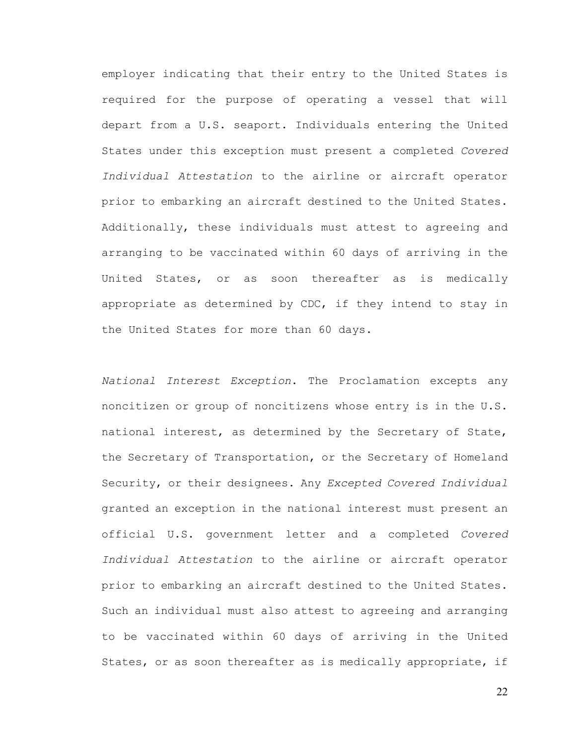employer indicating that their entry to the United States is required for the purpose of operating a vessel that will depart from a U.S. seaport. Individuals entering the United States under this exception must present a completed *Covered Individual Attestation* to the airline or aircraft operator prior to embarking an aircraft destined to the United States. Additionally, these individuals must attest to agreeing and arranging to be vaccinated within 60 days of arriving in the United States, or as soon thereafter as is medically appropriate as determined by CDC, if they intend to stay in the United States for more than 60 days.

*National Interest Exception*. The Proclamation excepts any noncitizen or group of noncitizens whose entry is in the U.S. national interest, as determined by the Secretary of State, the Secretary of Transportation, or the Secretary of Homeland Security, or their designees. Any *Excepted Covered Individual* granted an exception in the national interest must present an official U.S. government letter and a completed *Covered Individual Attestation* to the airline or aircraft operator prior to embarking an aircraft destined to the United States. Such an individual must also attest to agreeing and arranging to be vaccinated within 60 days of arriving in the United States, or as soon thereafter as is medically appropriate, if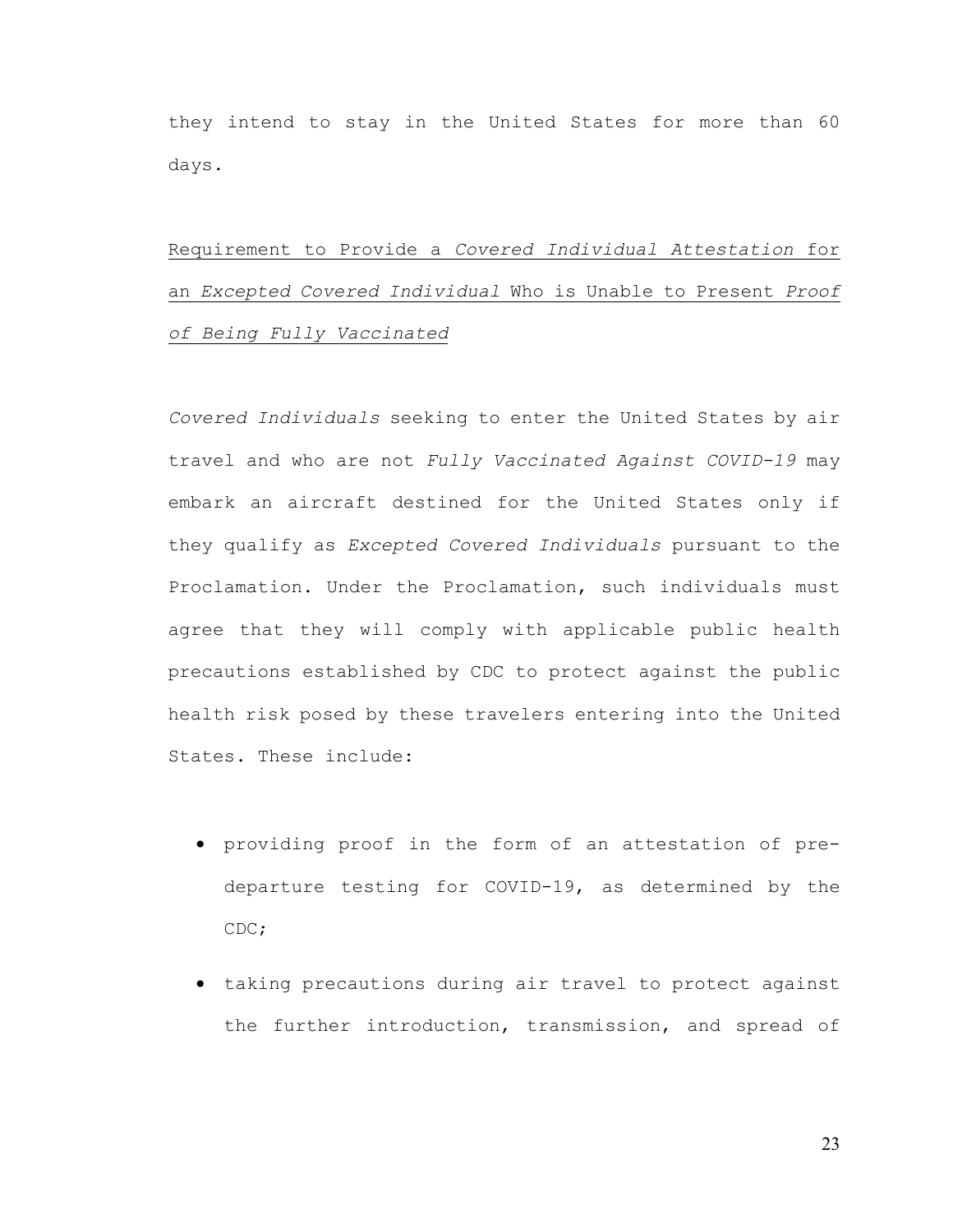they intend to stay in the United States for more than 60 days.

<u>Requirement to Provide a *Covered Individual Attestation* for an *Excepted Covered Individual* Who is Unable to Present *Proof of Being Fully Vaccinated*</u>

*Covered Individuals* seeking to enter the United States by air travel and who are not *Fully Vaccinated Against COVID-19* may embark an aircraft destined for the United States only if they qualify as *Excepted Covered Individuals* pursuant to the Proclamation. Under the Proclamation, such individuals must agree that they will comply with applicable public health precautions established by CDC to protect against the public health risk posed by these travelers entering into the United States. These include:

- providing proof in the form of an attestation of pre-departure testing for COVID-19, as determined by the CDC;
- taking precautions during air travel to protect against the further introduction, transmission, and spread of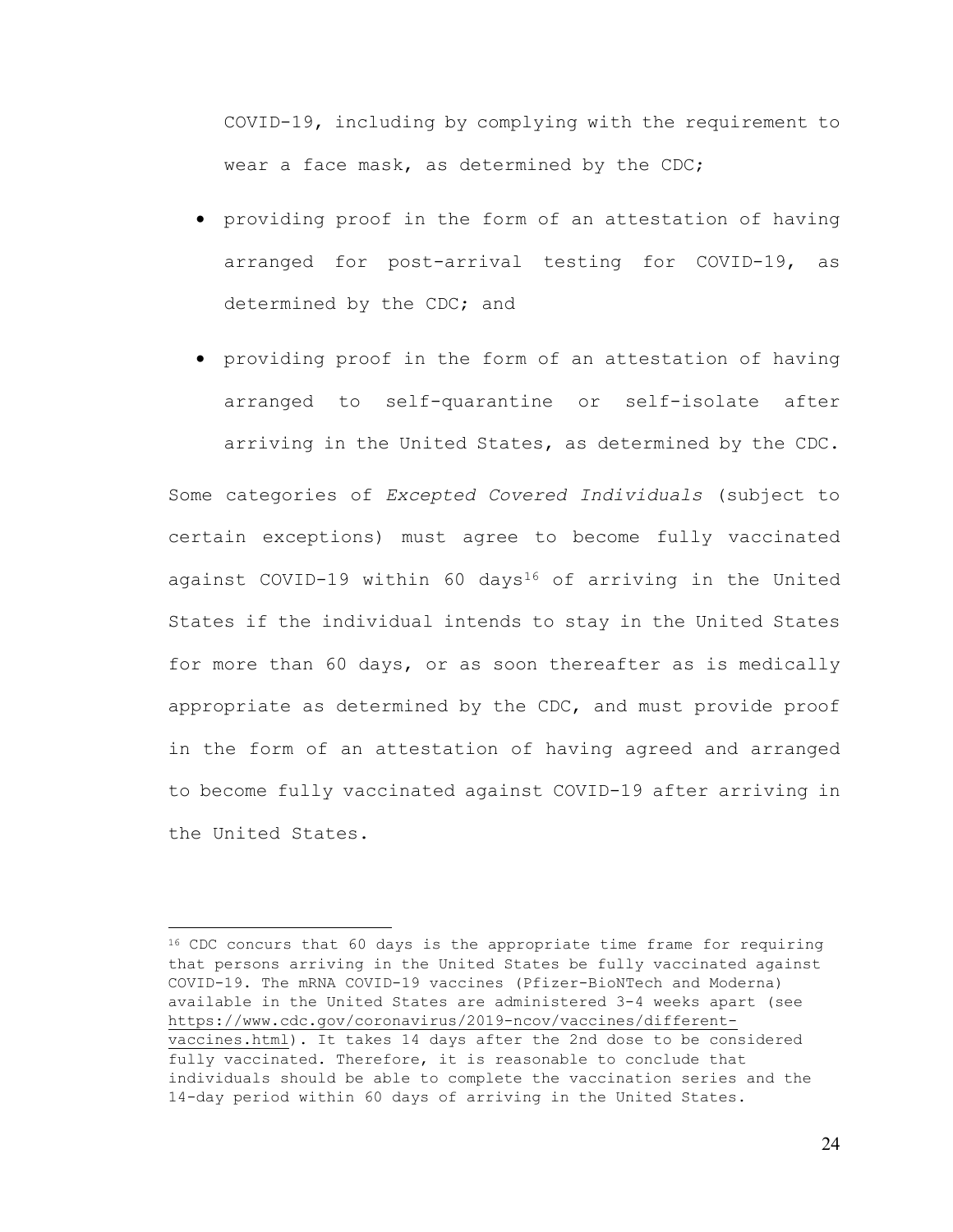COVID-19, including by complying with the requirement to wear a face mask, as determined by the CDC;

- providing proof in the form of an attestation of having arranged for post-arrival testing for COVID-19, as determined by the CDC; and
- providing proof in the form of an attestation of having arranged to self-quarantine or self-isolate after arriving in the United States, as determined by the CDC.

Some categories of *Excepted Covered Individuals* (subject to certain exceptions) must agree to become fully vaccinated against COVID-19 within 60 days[16] of arriving in the United States if the individual intends to stay in the United States for more than 60 days, or as soon thereafter as is medically appropriate as determined by the CDC, and must provide proof in the form of an attestation of having agreed and arranged to become fully vaccinated against COVID-19 after arriving in the United States.

---

[16] CDC concurs that 60 days is the appropriate time frame for requiring that persons arriving in the United States be fully vaccinated against COVID-19. The mRNA COVID-19 vaccines (Pfizer-BioNTech and Moderna) available in the United States are administered 3-4 weeks apart (see https://www.cdc.gov/coronavirus/2019-ncov/vaccines/different-vaccines.html). It takes 14 days after the 2nd dose to be considered fully vaccinated. Therefore, it is reasonable to conclude that individuals should be able to complete the vaccination series and the 14-day period within 60 days of arriving in the United States.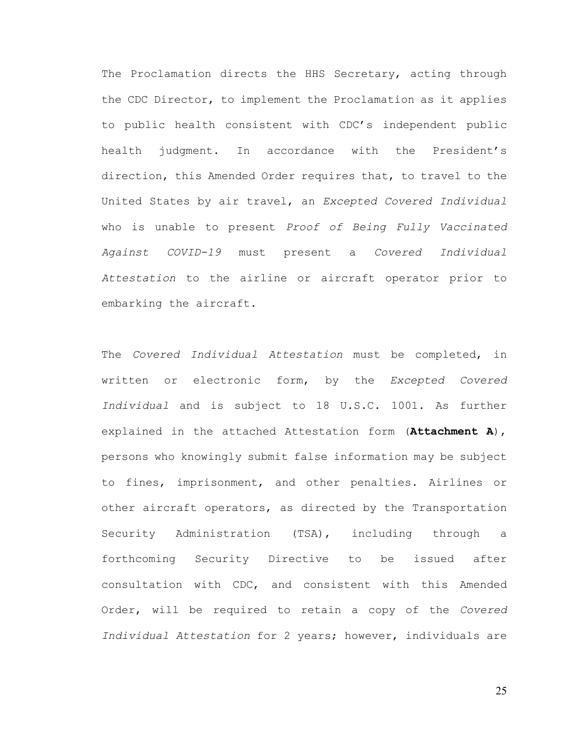The Proclamation directs the HHS Secretary, acting through the CDC Director, to implement the Proclamation as it applies to public health consistent with CDC's independent public health judgment. In accordance with the President's direction, this Amended Order requires that, to travel to the United States by air travel, an *Excepted Covered Individual* who is unable to present *Proof of Being Fully Vaccinated Against COVID-19* must present a *Covered Individual Attestation* to the airline or aircraft operator prior to embarking the aircraft.

The *Covered Individual Attestation* must be completed, in written or electronic form, by the *Excepted Covered Individual* and is subject to 18 U.S.C. 1001. As further explained in the attached Attestation form (**Attachment A**), persons who knowingly submit false information may be subject to fines, imprisonment, and other penalties. Airlines or other aircraft operators, as directed by the Transportation Security Administration (TSA), including through a forthcoming Security Directive to be issued after consultation with CDC, and consistent with this Amended Order, will be required to retain a copy of the *Covered Individual Attestation* for 2 years; however, individuals are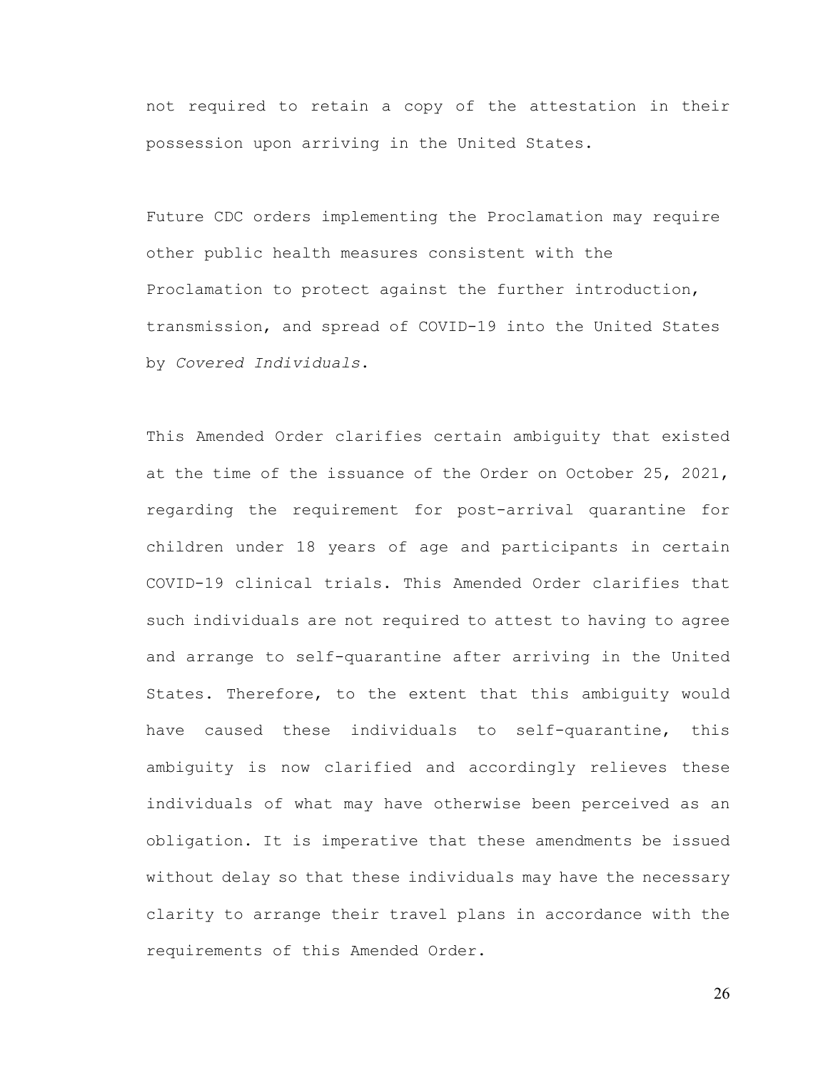not required to retain a copy of the attestation in their possession upon arriving in the United States.

Future CDC orders implementing the Proclamation may require other public health measures consistent with the Proclamation to protect against the further introduction, transmission, and spread of COVID-19 into the United States by *Covered Individuals*.

This Amended Order clarifies certain ambiguity that existed at the time of the issuance of the Order on October 25, 2021, regarding the requirement for post-arrival quarantine for children under 18 years of age and participants in certain COVID-19 clinical trials. This Amended Order clarifies that such individuals are not required to attest to having to agree and arrange to self-quarantine after arriving in the United States. Therefore, to the extent that this ambiguity would have caused these individuals to self-quarantine, this ambiguity is now clarified and accordingly relieves these individuals of what may have otherwise been perceived as an obligation. It is imperative that these amendments be issued without delay so that these individuals may have the necessary clarity to arrange their travel plans in accordance with the requirements of this Amended Order.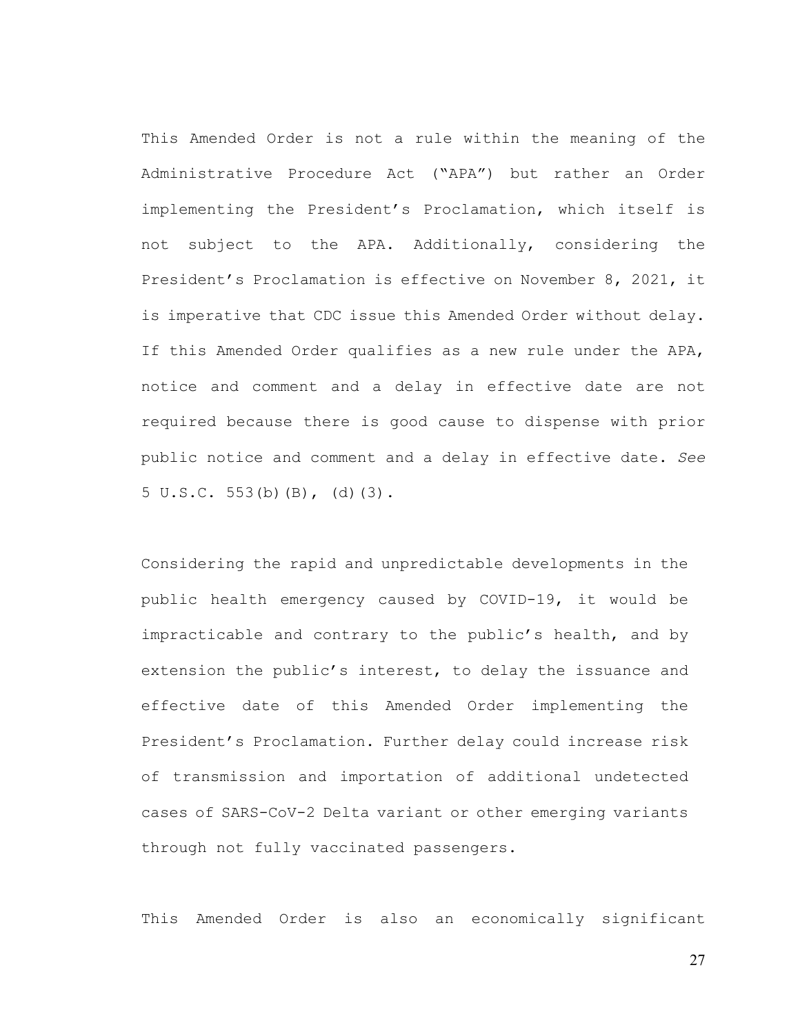This Amended Order is not a rule within the meaning of the Administrative Procedure Act ("APA") but rather an Order implementing the President's Proclamation, which itself is not subject to the APA. Additionally, considering the President's Proclamation is effective on November 8, 2021, it is imperative that CDC issue this Amended Order without delay. If this Amended Order qualifies as a new rule under the APA, notice and comment and a delay in effective date are not required because there is good cause to dispense with prior public notice and comment and a delay in effective date. *See* 5 U.S.C. 553(b)(B), (d)(3).

Considering the rapid and unpredictable developments in the public health emergency caused by COVID-19, it would be impracticable and contrary to the public's health, and by extension the public's interest, to delay the issuance and effective date of this Amended Order implementing the President's Proclamation. Further delay could increase risk of transmission and importation of additional undetected cases of SARS-CoV-2 Delta variant or other emerging variants through not fully vaccinated passengers.

This Amended Order is also an economically significant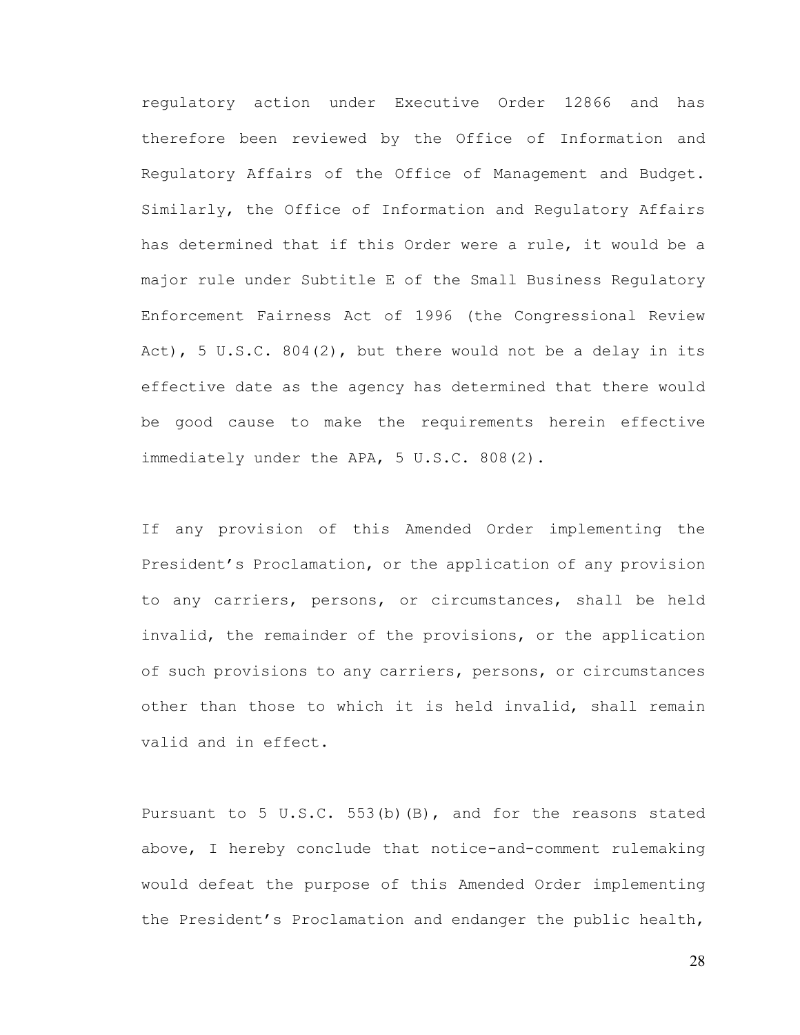regulatory action under Executive Order 12866 and has therefore been reviewed by the Office of Information and Regulatory Affairs of the Office of Management and Budget. Similarly, the Office of Information and Regulatory Affairs has determined that if this Order were a rule, it would be a major rule under Subtitle E of the Small Business Regulatory Enforcement Fairness Act of 1996 (the Congressional Review Act), 5 U.S.C. 804(2), but there would not be a delay in its effective date as the agency has determined that there would be good cause to make the requirements herein effective immediately under the APA, 5 U.S.C. 808(2).

If any provision of this Amended Order implementing the President's Proclamation, or the application of any provision to any carriers, persons, or circumstances, shall be held invalid, the remainder of the provisions, or the application of such provisions to any carriers, persons, or circumstances other than those to which it is held invalid, shall remain valid and in effect.

Pursuant to 5 U.S.C. 553(b)(B), and for the reasons stated above, I hereby conclude that notice-and-comment rulemaking would defeat the purpose of this Amended Order implementing the President's Proclamation and endanger the public health,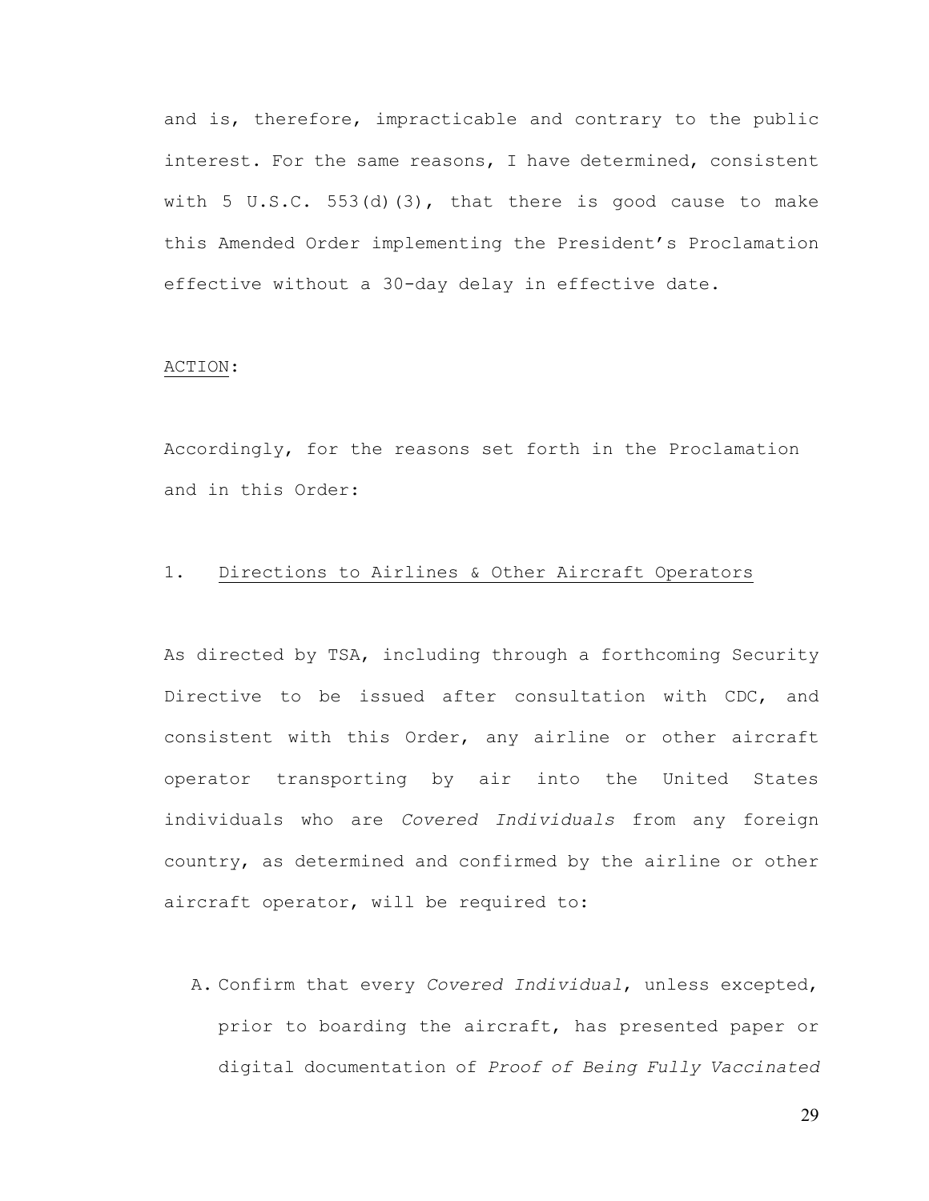and is, therefore, impracticable and contrary to the public interest. For the same reasons, I have determined, consistent with 5 U.S.C. 553(d)(3), that there is good cause to make this Amended Order implementing the President's Proclamation effective without a 30-day delay in effective date.

ACTION:

Accordingly, for the reasons set forth in the Proclamation and in this Order:

1. Directions to Airlines & Other Aircraft Operators

As directed by TSA, including through a forthcoming Security Directive to be issued after consultation with CDC, and consistent with this Order, any airline or other aircraft operator transporting by air into the United States individuals who are *Covered Individuals* from any foreign country, as determined and confirmed by the airline or other aircraft operator, will be required to:

A. Confirm that every *Covered Individual*, unless excepted, prior to boarding the aircraft, has presented paper or digital documentation of *Proof of Being Fully Vaccinated*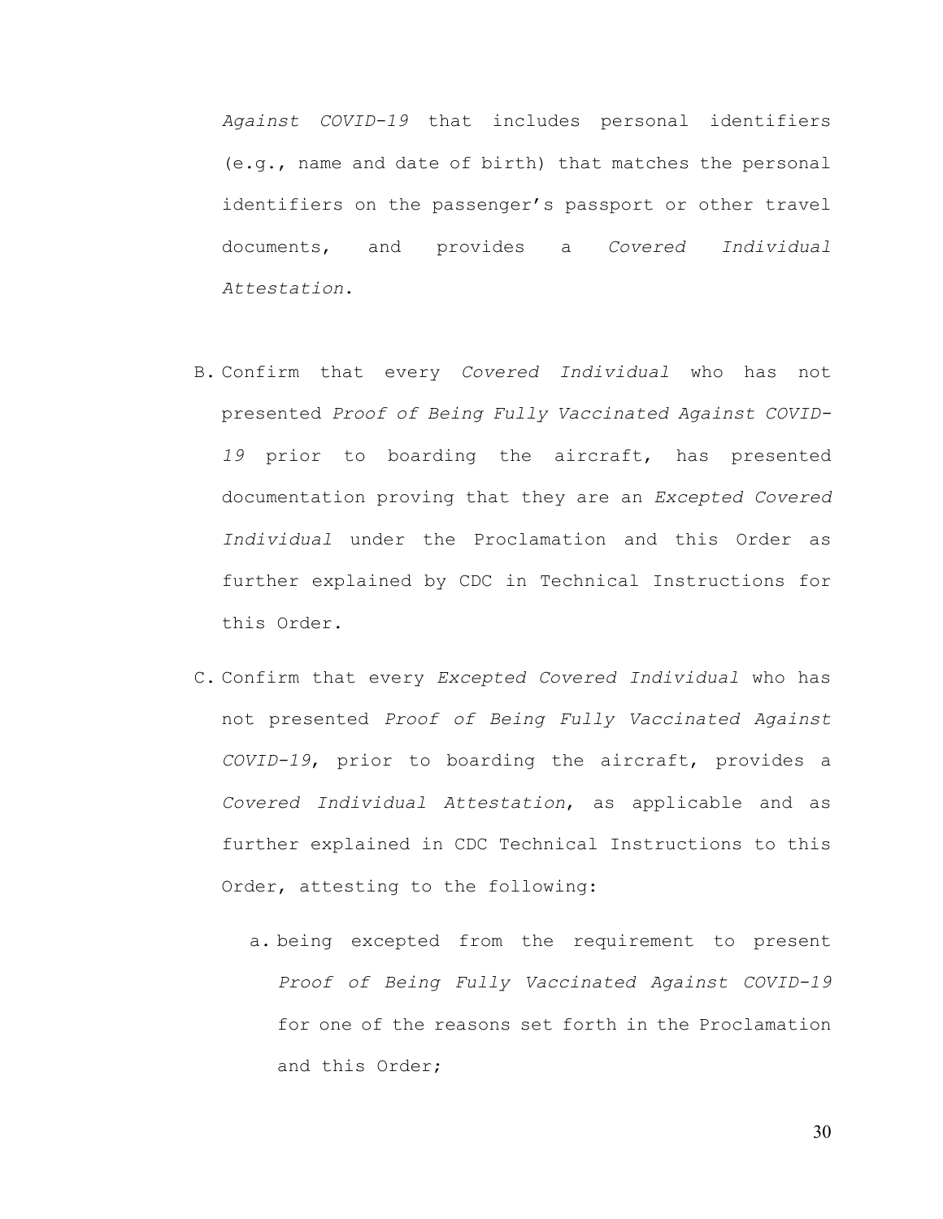*Against COVID-19* that includes personal identifiers (e.g., name and date of birth) that matches the personal identifiers on the passenger's passport or other travel documents, and provides a *Covered Individual Attestation*.

B. Confirm that every *Covered Individual* who has not presented *Proof of Being Fully Vaccinated Against COVID-19* prior to boarding the aircraft, has presented documentation proving that they are an *Excepted Covered Individual* under the Proclamation and this Order as further explained by CDC in Technical Instructions for this Order.

C. Confirm that every *Excepted Covered Individual* who has not presented *Proof of Being Fully Vaccinated Against COVID-19*, prior to boarding the aircraft, provides a *Covered Individual Attestation*, as applicable and as further explained in CDC Technical Instructions to this Order, attesting to the following:

   a. being excepted from the requirement to present *Proof of Being Fully Vaccinated Against COVID-19* for one of the reasons set forth in the Proclamation and this Order;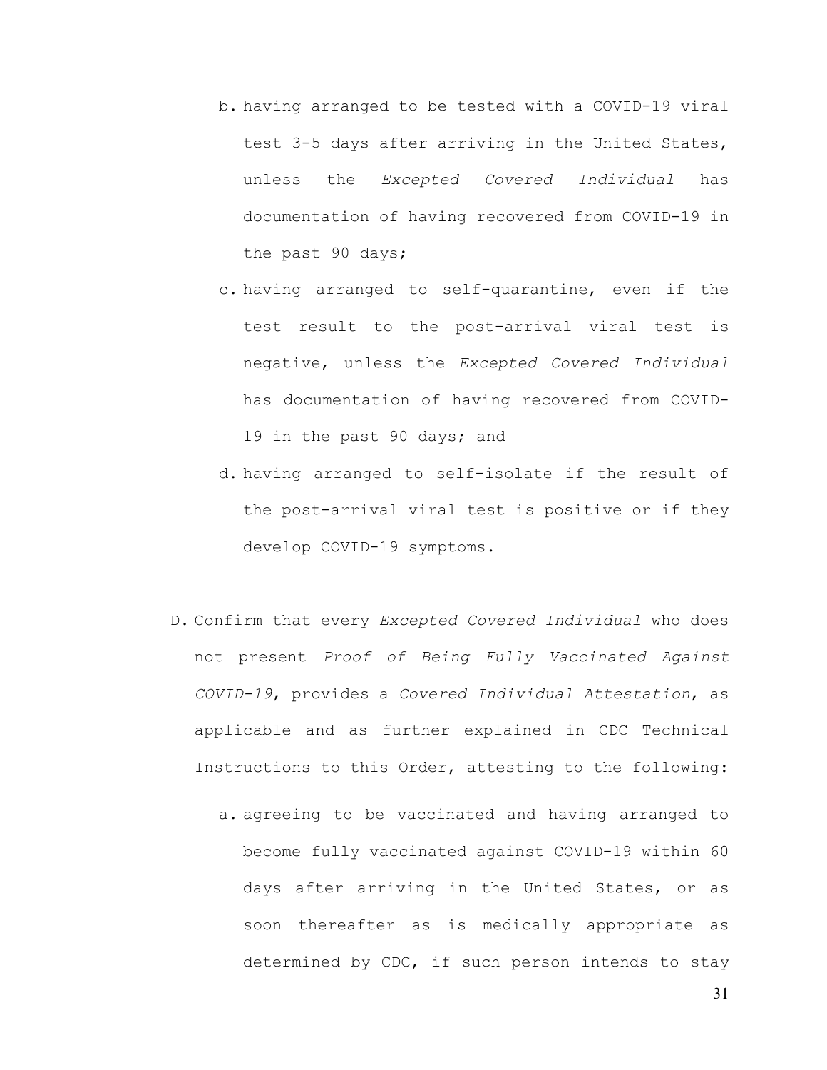b. having arranged to be tested with a COVID-19 viral test 3-5 days after arriving in the United States, unless the *Excepted Covered Individual* has documentation of having recovered from COVID-19 in the past 90 days;

c. having arranged to self-quarantine, even if the test result to the post-arrival viral test is negative, unless the *Excepted Covered Individual* has documentation of having recovered from COVID-19 in the past 90 days; and

d. having arranged to self-isolate if the result of the post-arrival viral test is positive or if they develop COVID-19 symptoms.

D. Confirm that every *Excepted Covered Individual* who does not present *Proof of Being Fully Vaccinated Against COVID-19*, provides a *Covered Individual Attestation*, as applicable and as further explained in CDC Technical Instructions to this Order, attesting to the following:

   a. agreeing to be vaccinated and having arranged to become fully vaccinated against COVID-19 within 60 days after arriving in the United States, or as soon thereafter as is medically appropriate as determined by CDC, if such person intends to stay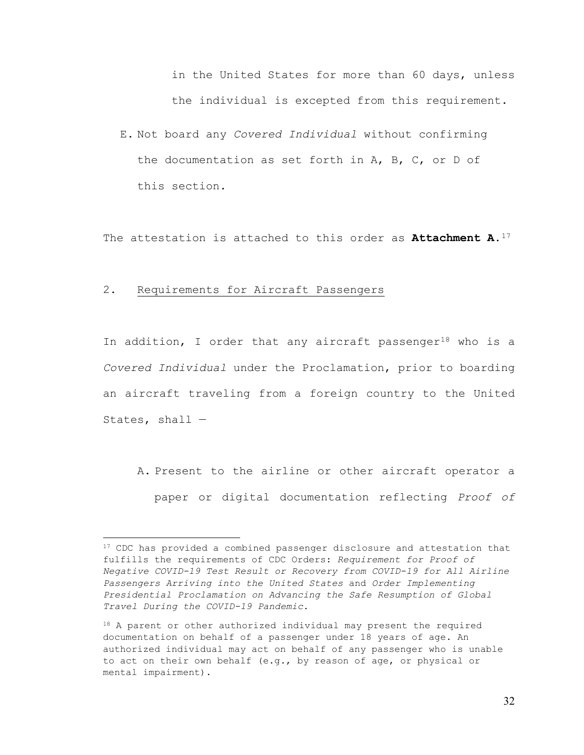in the United States for more than 60 days, unless the individual is excepted from this requirement.

E. Not board any *Covered Individual* without confirming the documentation as set forth in A, B, C, or D of this section.

The attestation is attached to this order as **Attachment A**.[17]

## 2. Requirements for Aircraft Passengers

In addition, I order that any aircraft passenger[18] who is a *Covered Individual* under the Proclamation, prior to boarding an aircraft traveling from a foreign country to the United States, shall —

A. Present to the airline or other aircraft operator a paper or digital documentation reflecting *Proof of*

---

[17] CDC has provided a combined passenger disclosure and attestation that fulfills the requirements of CDC Orders: *Requirement for Proof of Negative COVID-19 Test Result or Recovery from COVID-19 for All Airline Passengers Arriving into the United States* and *Order Implementing Presidential Proclamation on Advancing the Safe Resumption of Global Travel During the COVID-19 Pandemic*.

[18] A parent or other authorized individual may present the required documentation on behalf of a passenger under 18 years of age. An authorized individual may act on behalf of any passenger who is unable to act on their own behalf (e.g., by reason of age, or physical or mental impairment).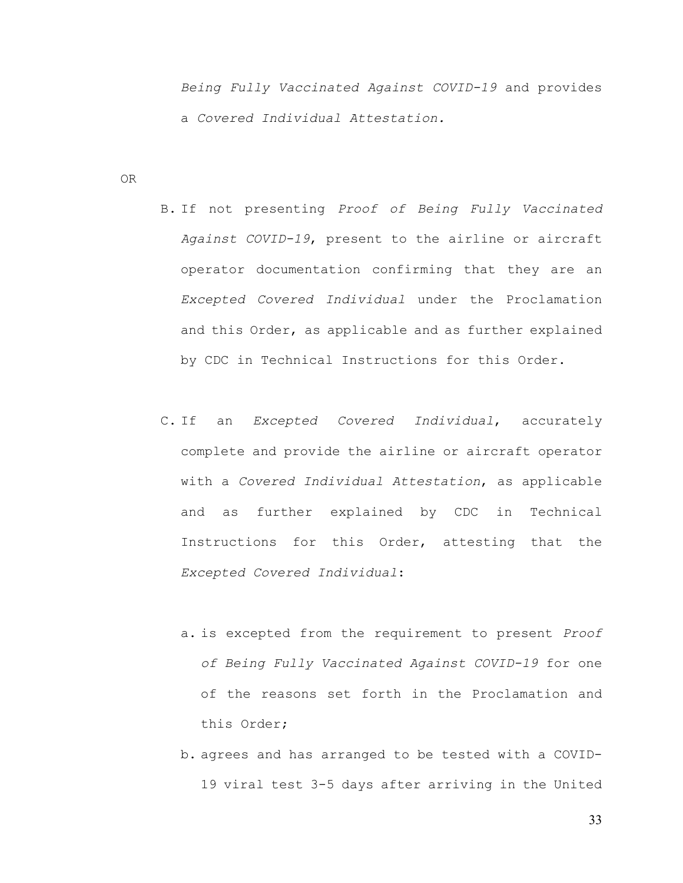*Being Fully Vaccinated Against COVID-19* and provides a *Covered Individual Attestation.*

OR

B. If not presenting *Proof of Being Fully Vaccinated Against COVID-19*, present to the airline or aircraft operator documentation confirming that they are an *Excepted Covered Individual* under the Proclamation and this Order, as applicable and as further explained by CDC in Technical Instructions for this Order.

C. If an *Excepted Covered Individual*, accurately complete and provide the airline or aircraft operator with a *Covered Individual Attestation*, as applicable and as further explained by CDC in Technical Instructions for this Order, attesting that the *Excepted Covered Individual*:

   a. is excepted from the requirement to present *Proof of Being Fully Vaccinated Against COVID-19* for one of the reasons set forth in the Proclamation and this Order;

   b. agrees and has arranged to be tested with a COVID-19 viral test 3-5 days after arriving in the United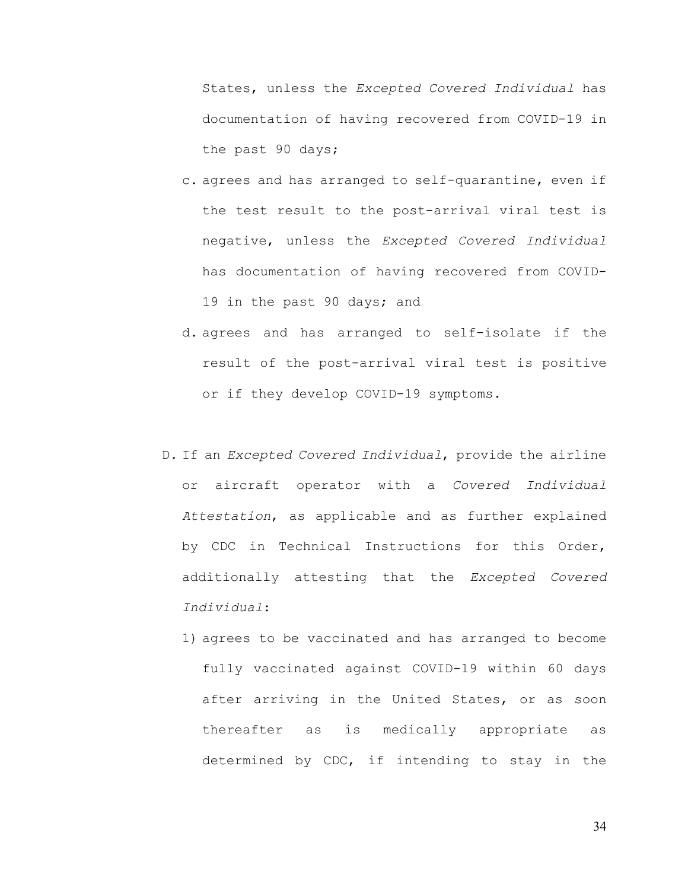States, unless the *Excepted Covered Individual* has documentation of having recovered from COVID-19 in the past 90 days;

c. agrees and has arranged to self-quarantine, even if the test result to the post-arrival viral test is negative, unless the *Excepted Covered Individual* has documentation of having recovered from COVID-19 in the past 90 days; and

d. agrees and has arranged to self-isolate if the result of the post-arrival viral test is positive or if they develop COVID-19 symptoms.

D. If an *Excepted Covered Individual*, provide the airline or aircraft operator with a *Covered Individual Attestation*, as applicable and as further explained by CDC in Technical Instructions for this Order, additionally attesting that the *Excepted Covered Individual*:

1) agrees to be vaccinated and has arranged to become fully vaccinated against COVID-19 within 60 days after arriving in the United States, or as soon thereafter as is medically appropriate as determined by CDC, if intending to stay in the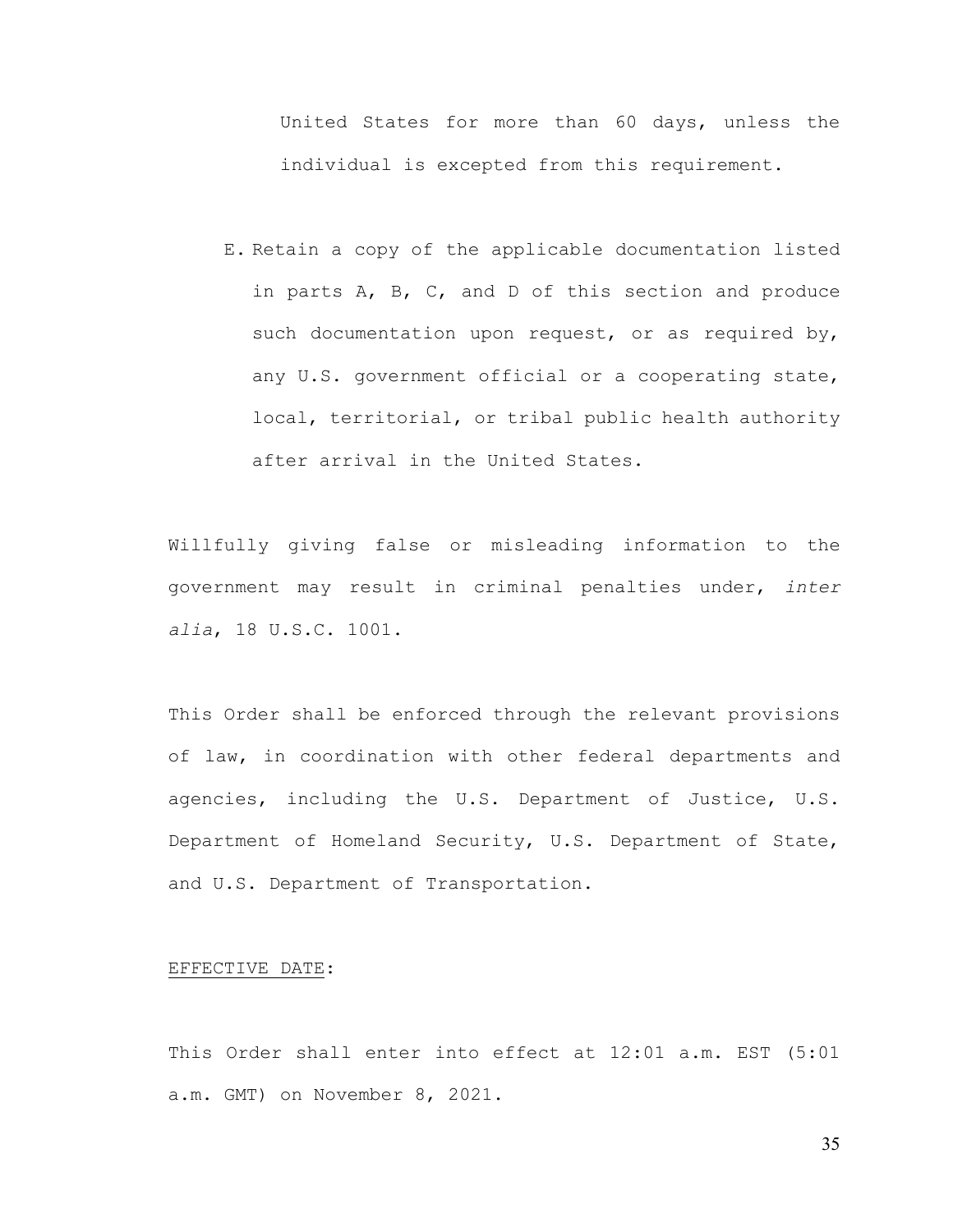United States for more than 60 days, unless the individual is excepted from this requirement.

E. Retain a copy of the applicable documentation listed in parts A, B, C, and D of this section and produce such documentation upon request, or as required by, any U.S. government official or a cooperating state, local, territorial, or tribal public health authority after arrival in the United States.

Willfully giving false or misleading information to the government may result in criminal penalties under, *inter alia*, 18 U.S.C. 1001.

This Order shall be enforced through the relevant provisions of law, in coordination with other federal departments and agencies, including the U.S. Department of Justice, U.S. Department of Homeland Security, U.S. Department of State, and U.S. Department of Transportation.

<u>EFFECTIVE DATE</u>:

This Order shall enter into effect at 12:01 a.m. EST (5:01 a.m. GMT) on November 8, 2021.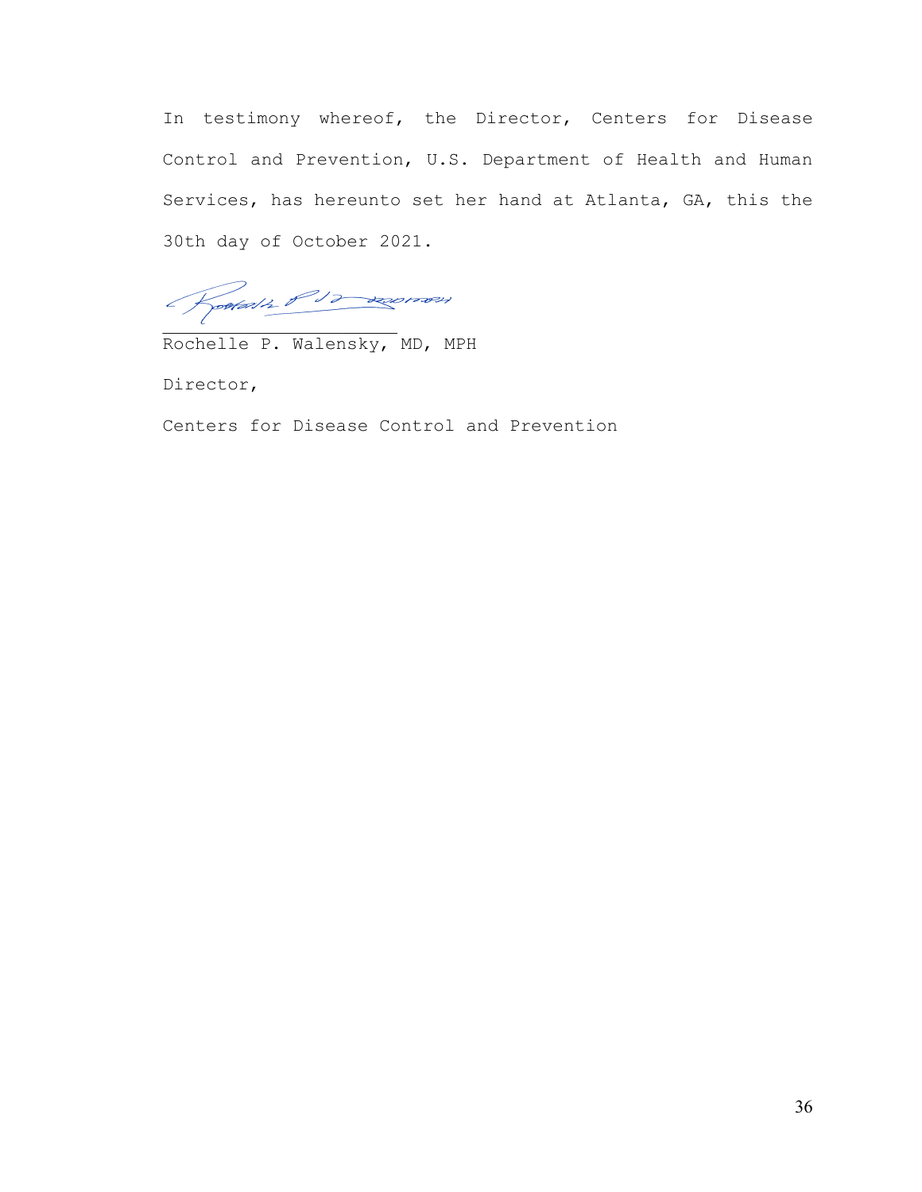In testimony whereof, the Director, Centers for Disease Control and Prevention, U.S. Department of Health and Human Services, has hereunto set her hand at Atlanta, GA, this the 30th day of October 2021.

\_\_\_\_\_\_\_\_\_\_\_\_\_\_\_\_\_\_\_\_\_\_\_\_

Rochelle P. Walensky, MD, MPH

Director,

Centers for Disease Control and Prevention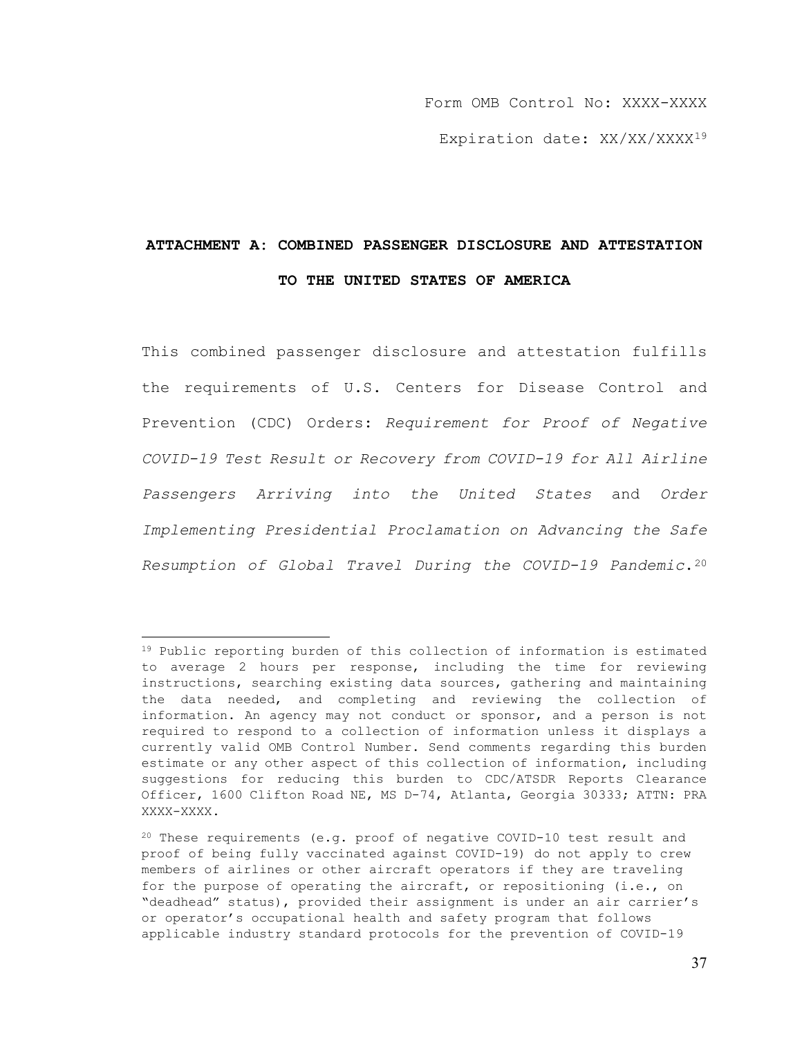Form OMB Control No: XXXX-XXXX

Expiration date: XX/XX/XXXX[19]

## ATTACHMENT A: COMBINED PASSENGER DISCLOSURE AND ATTESTATION TO THE UNITED STATES OF AMERICA

This combined passenger disclosure and attestation fulfills the requirements of U.S. Centers for Disease Control and Prevention (CDC) Orders: *Requirement for Proof of Negative COVID-19 Test Result or Recovery from COVID-19 for All Airline Passengers Arriving into the United States* and *Order Implementing Presidential Proclamation on Advancing the Safe Resumption of Global Travel During the COVID-19 Pandemic.*[20]

---

[19] Public reporting burden of this collection of information is estimated to average 2 hours per response, including the time for reviewing instructions, searching existing data sources, gathering and maintaining the data needed, and completing and reviewing the collection of information. An agency may not conduct or sponsor, and a person is not required to respond to a collection of information unless it displays a currently valid OMB Control Number. Send comments regarding this burden estimate or any other aspect of this collection of information, including suggestions for reducing this burden to CDC/ATSDR Reports Clearance Officer, 1600 Clifton Road NE, MS D-74, Atlanta, Georgia 30333; ATTN: PRA XXXX-XXXX.

[20] These requirements (e.g. proof of negative COVID-10 test result and proof of being fully vaccinated against COVID-19) do not apply to crew members of airlines or other aircraft operators if they are traveling for the purpose of operating the aircraft, or repositioning (i.e., on "deadhead" status), provided their assignment is under an air carrier's or operator's occupational health and safety program that follows applicable industry standard protocols for the prevention of COVID-19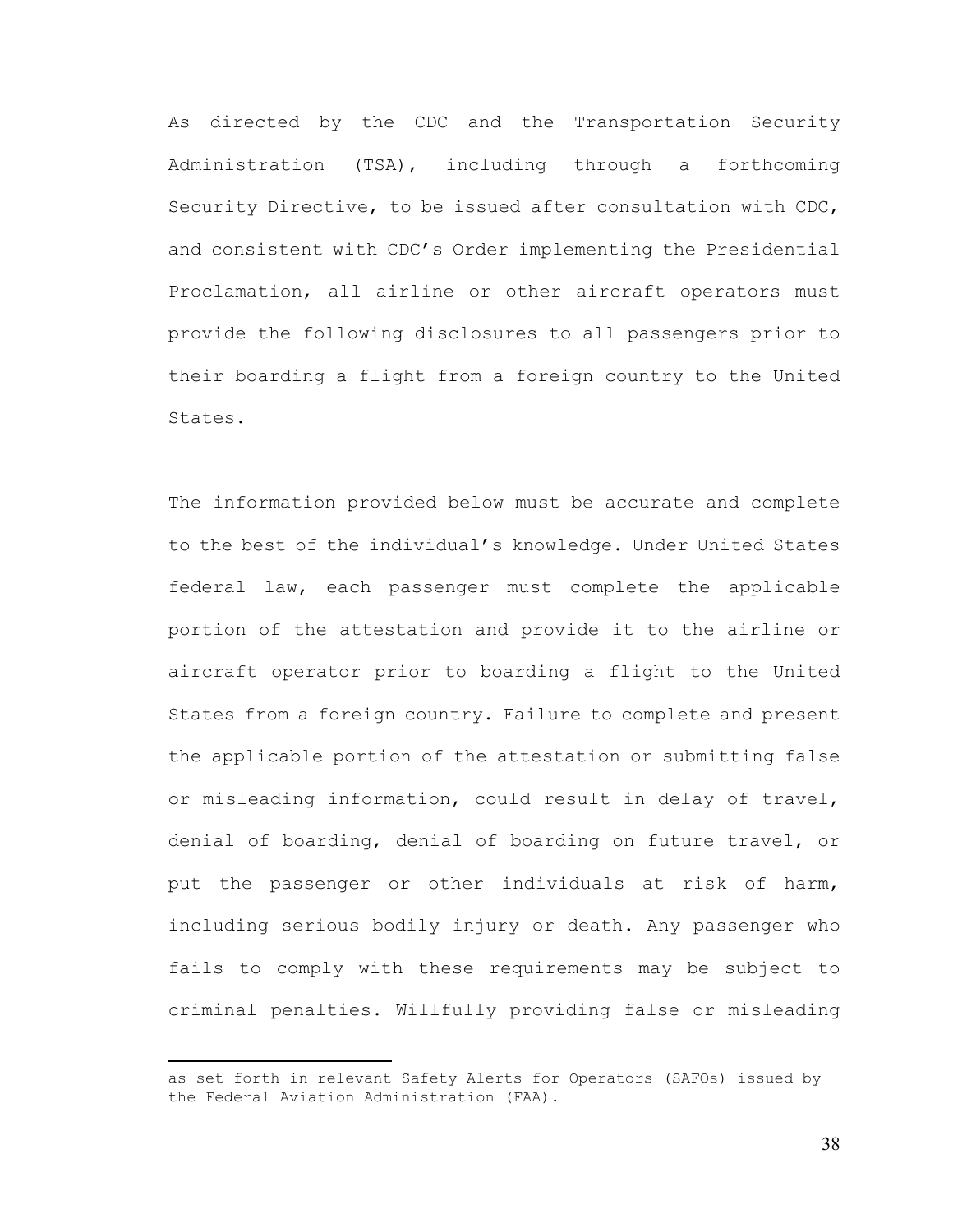As directed by the CDC and the Transportation Security Administration (TSA), including through a forthcoming Security Directive, to be issued after consultation with CDC, and consistent with CDC's Order implementing the Presidential Proclamation, all airline or other aircraft operators must provide the following disclosures to all passengers prior to their boarding a flight from a foreign country to the United States.

The information provided below must be accurate and complete to the best of the individual's knowledge. Under United States federal law, each passenger must complete the applicable portion of the attestation and provide it to the airline or aircraft operator prior to boarding a flight to the United States from a foreign country. Failure to complete and present the applicable portion of the attestation or submitting false or misleading information, could result in delay of travel, denial of boarding, denial of boarding on future travel, or put the passenger or other individuals at risk of harm, including serious bodily injury or death. Any passenger who fails to comply with these requirements may be subject to criminal penalties. Willfully providing false or misleading

---

as set forth in relevant Safety Alerts for Operators (SAFOs) issued by the Federal Aviation Administration (FAA).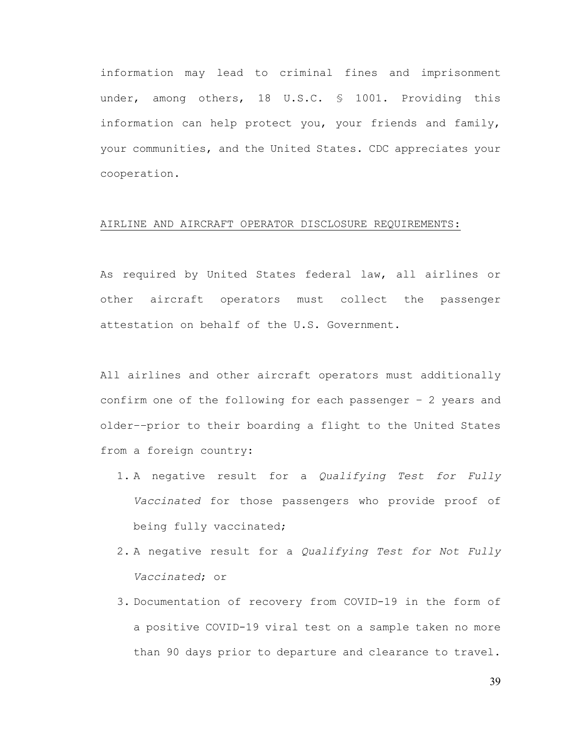information may lead to criminal fines and imprisonment under, among others, 18 U.S.C. § 1001. Providing this information can help protect you, your friends and family, your communities, and the United States. CDC appreciates your cooperation.

<u>AIRLINE AND AIRCRAFT OPERATOR DISCLOSURE REQUIREMENTS:</u>

As required by United States federal law, all airlines or other aircraft operators must collect the passenger attestation on behalf of the U.S. Government.

All airlines and other aircraft operators must additionally confirm one of the following for each passenger – 2 years and older--prior to their boarding a flight to the United States from a foreign country:

1. A negative result for a *Qualifying Test for Fully Vaccinated* for those passengers who provide proof of being fully vaccinated;
2. A negative result for a *Qualifying Test for Not Fully Vaccinated*; or
3. Documentation of recovery from COVID-19 in the form of a positive COVID-19 viral test on a sample taken no more than 90 days prior to departure and clearance to travel.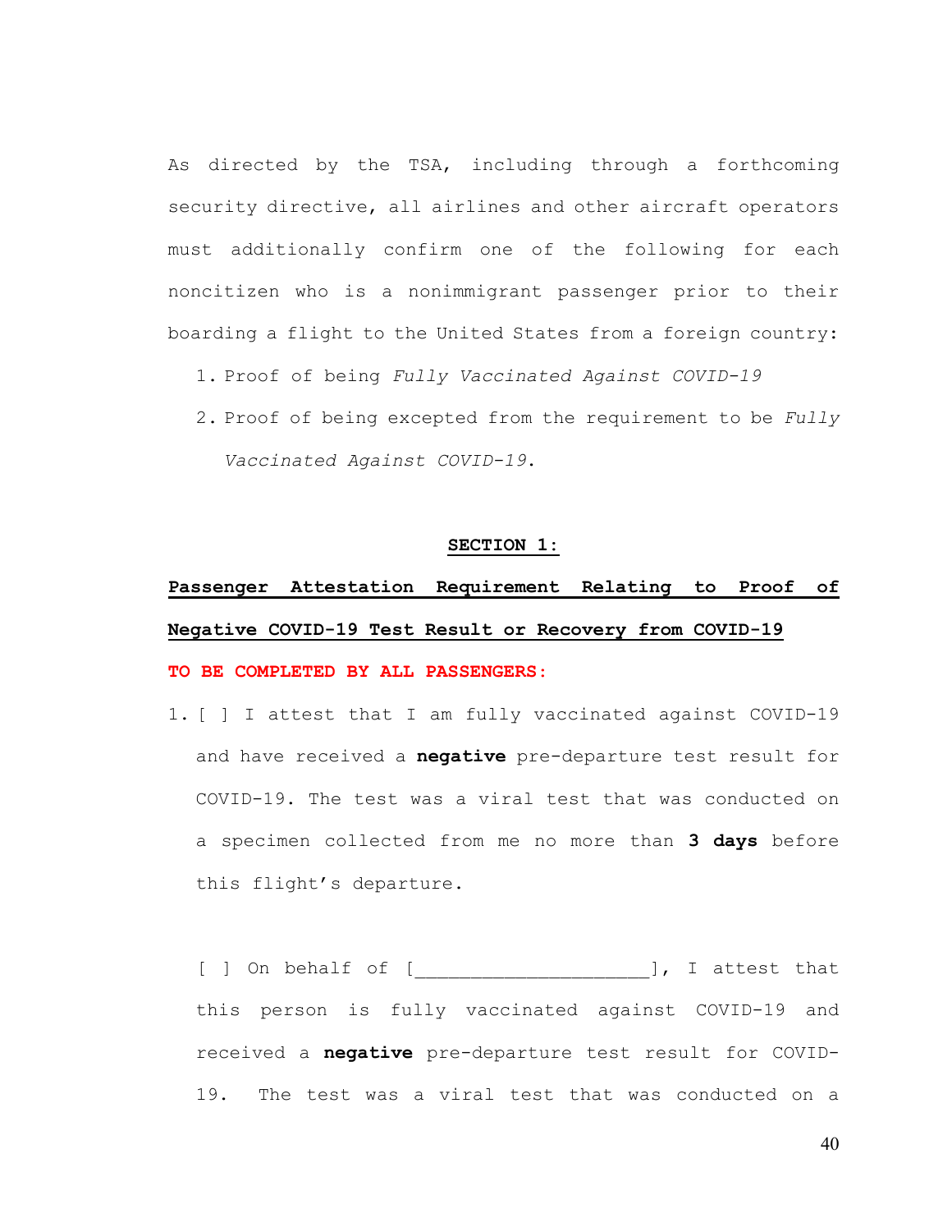As directed by the TSA, including through a forthcoming security directive, all airlines and other aircraft operators must additionally confirm one of the following for each noncitizen who is a nonimmigrant passenger prior to their boarding a flight to the United States from a foreign country:

1. Proof of being *Fully Vaccinated Against COVID-19*
2. Proof of being excepted from the requirement to be *Fully Vaccinated Against COVID-19*.

**SECTION 1:**

**Passenger Attestation Requirement Relating to Proof of Negative COVID-19 Test Result or Recovery from COVID-19**

**TO BE COMPLETED BY ALL PASSENGERS:**

1. [ ] I attest that I am fully vaccinated against COVID-19 and have received a **negative** pre-departure test result for COVID-19. The test was a viral test that was conducted on a specimen collected from me no more than **3 days** before this flight's departure.

   [ ] On behalf of [____________________], I attest that this person is fully vaccinated against COVID-19 and received a **negative** pre-departure test result for COVID-19. The test was a viral test that was conducted on a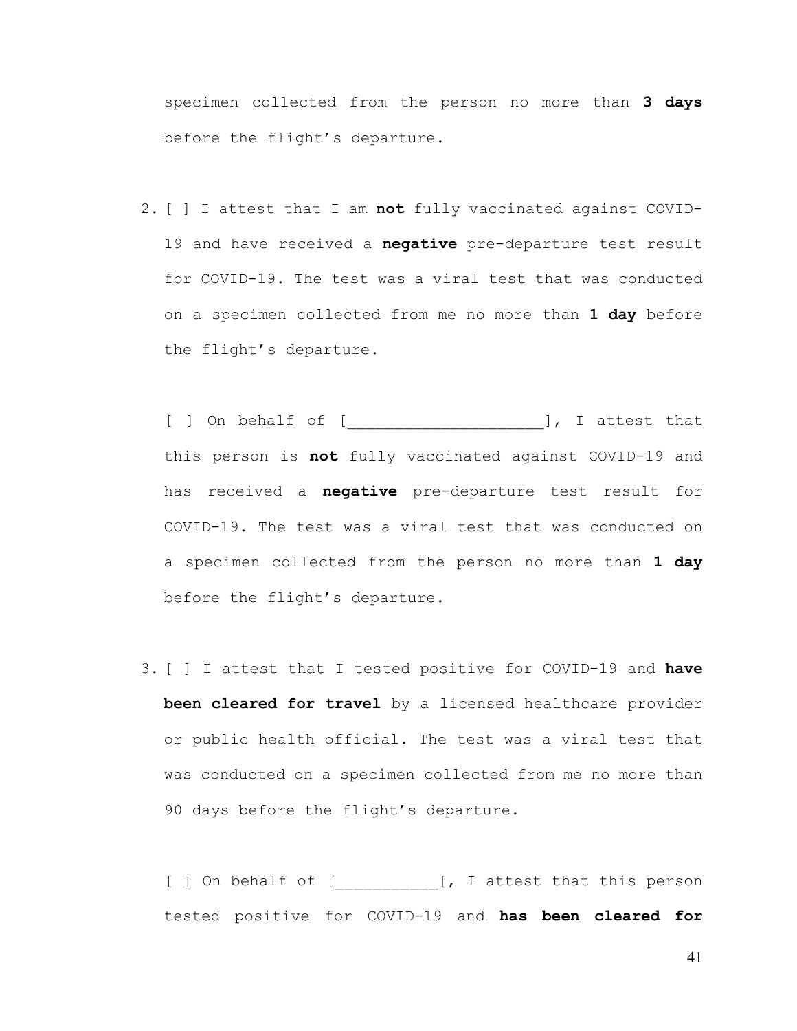specimen collected from the person no more than **3 days** before the flight's departure.

2. [ ] I attest that I am **not** fully vaccinated against COVID-19 and have received a **negative** pre-departure test result for COVID-19. The test was a viral test that was conducted on a specimen collected from me no more than **1 day** before the flight's departure.

   [ ] On behalf of [____________________], I attest that this person is **not** fully vaccinated against COVID-19 and has received a **negative** pre-departure test result for COVID-19. The test was a viral test that was conducted on a specimen collected from the person no more than **1 day** before the flight's departure.

3. [ ] I attest that I tested positive for COVID-19 and **have been cleared for travel** by a licensed healthcare provider or public health official. The test was a viral test that was conducted on a specimen collected from me no more than 90 days before the flight's departure.

   [ ] On behalf of [___________], I attest that this person tested positive for COVID-19 and **has been cleared for**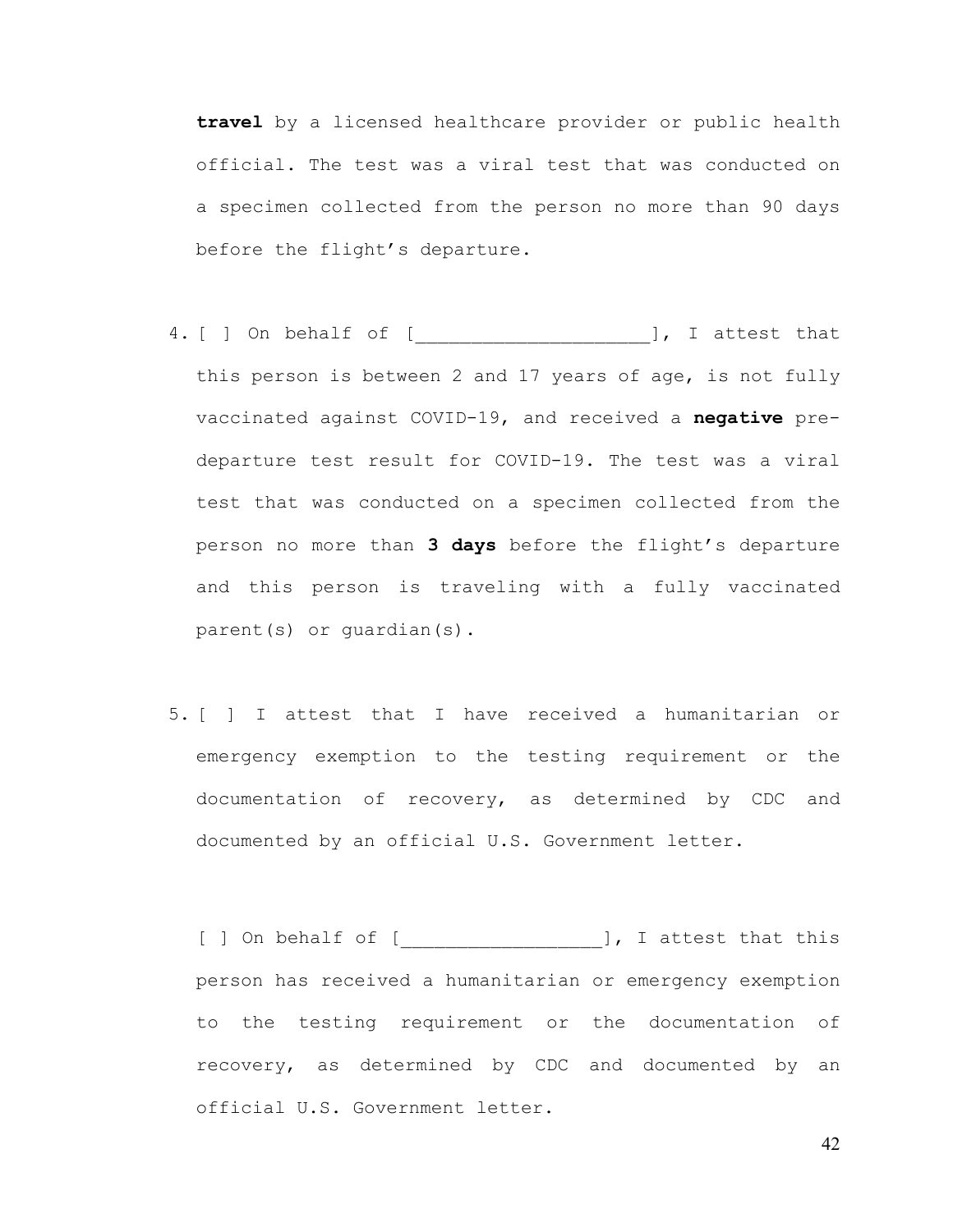**travel** by a licensed healthcare provider or public health official. The test was a viral test that was conducted on a specimen collected from the person no more than 90 days before the flight's departure.

4. [ ] On behalf of [____________________], I attest that this person is between 2 and 17 years of age, is not fully vaccinated against COVID-19, and received a **negative** pre-departure test result for COVID-19. The test was a viral test that was conducted on a specimen collected from the person no more than **3 days** before the flight's departure and this person is traveling with a fully vaccinated parent(s) or guardian(s).

5. [ ] I attest that I have received a humanitarian or emergency exemption to the testing requirement or the documentation of recovery, as determined by CDC and documented by an official U.S. Government letter.

   [ ] On behalf of [_________________], I attest that this person has received a humanitarian or emergency exemption to the testing requirement or the documentation of recovery, as determined by CDC and documented by an official U.S. Government letter.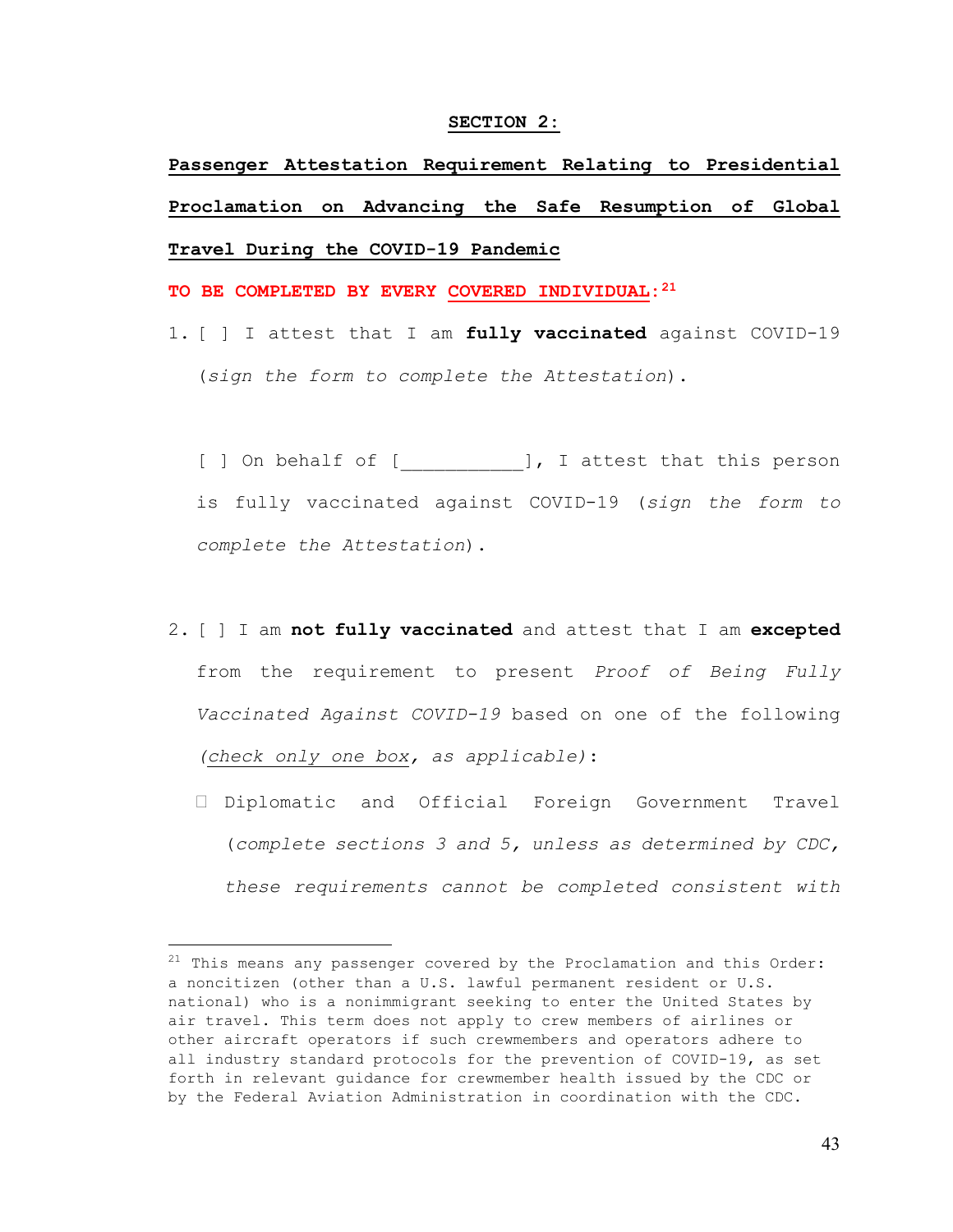## SECTION 2:

**Passenger Attestation Requirement Relating to Presidential Proclamation on Advancing the Safe Resumption of Global Travel During the COVID-19 Pandemic**

**TO BE COMPLETED BY EVERY COVERED INDIVIDUAL:**[21]

1. [ ] I attest that I am **fully vaccinated** against COVID-19 (*sign the form to complete the Attestation*).

   [ ] On behalf of [___________], I attest that this person is fully vaccinated against COVID-19 (*sign the form to complete the Attestation*).

2. [ ] I am **not fully vaccinated** and attest that I am **excepted** from the requirement to present *Proof of Being Fully Vaccinated Against COVID-19* based on one of the following *(check only one box, as applicable)*:

   - Diplomatic and Official Foreign Government Travel (*complete sections 3 and 5, unless as determined by CDC, these requirements cannot be completed consistent with*

[21] This means any passenger covered by the Proclamation and this Order: a noncitizen (other than a U.S. lawful permanent resident or U.S. national) who is a nonimmigrant seeking to enter the United States by air travel. This term does not apply to crew members of airlines or other aircraft operators if such crewmembers and operators adhere to all industry standard protocols for the prevention of COVID-19, as set forth in relevant guidance for crewmember health issued by the CDC or by the Federal Aviation Administration in coordination with the CDC.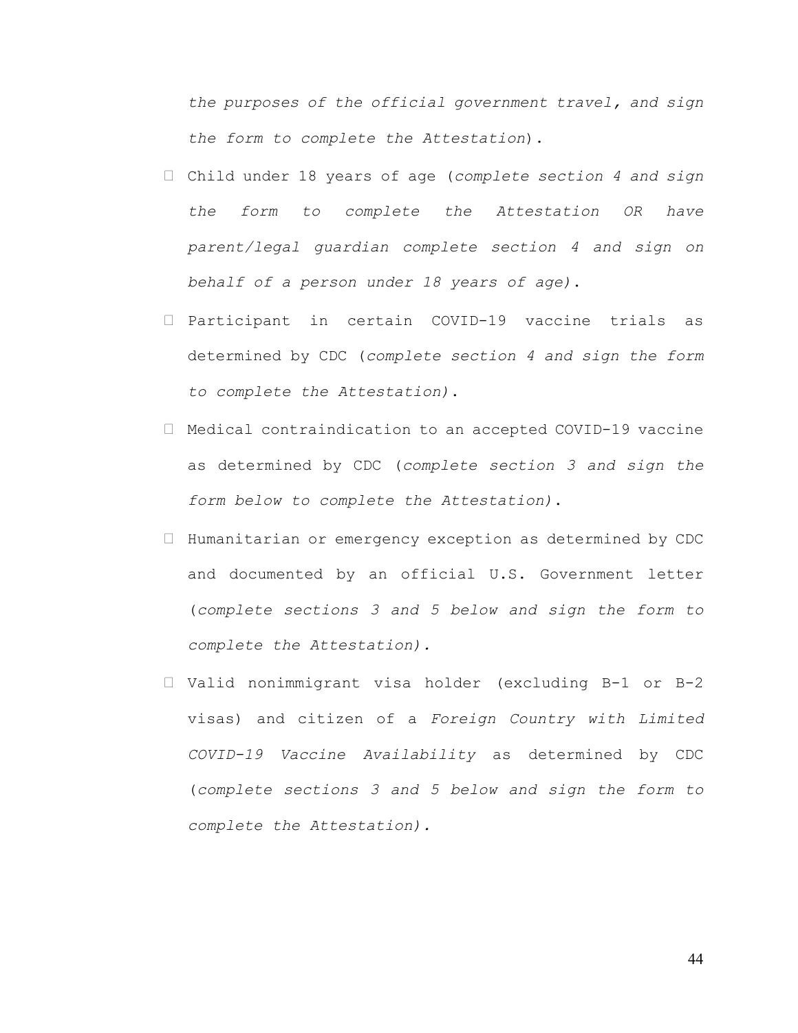*the purposes of the official government travel, and sign the form to complete the Attestation*).

- Child under 18 years of age (*complete section 4 and sign the form to complete the Attestation OR have parent/legal guardian complete section 4 and sign on behalf of a person under 18 years of age)*.
- Participant in certain COVID-19 vaccine trials as determined by CDC (*complete section 4 and sign the form to complete the Attestation)*.
- Medical contraindication to an accepted COVID-19 vaccine as determined by CDC (*complete section 3 and sign the form below to complete the Attestation)*.
- Humanitarian or emergency exception as determined by CDC and documented by an official U.S. Government letter (*complete sections 3 and 5 below and sign the form to complete the Attestation).*
- Valid nonimmigrant visa holder (excluding B-1 or B-2 visas) and citizen of a *Foreign Country with Limited COVID-19 Vaccine Availability* as determined by CDC (*complete sections 3 and 5 below and sign the form to complete the Attestation).*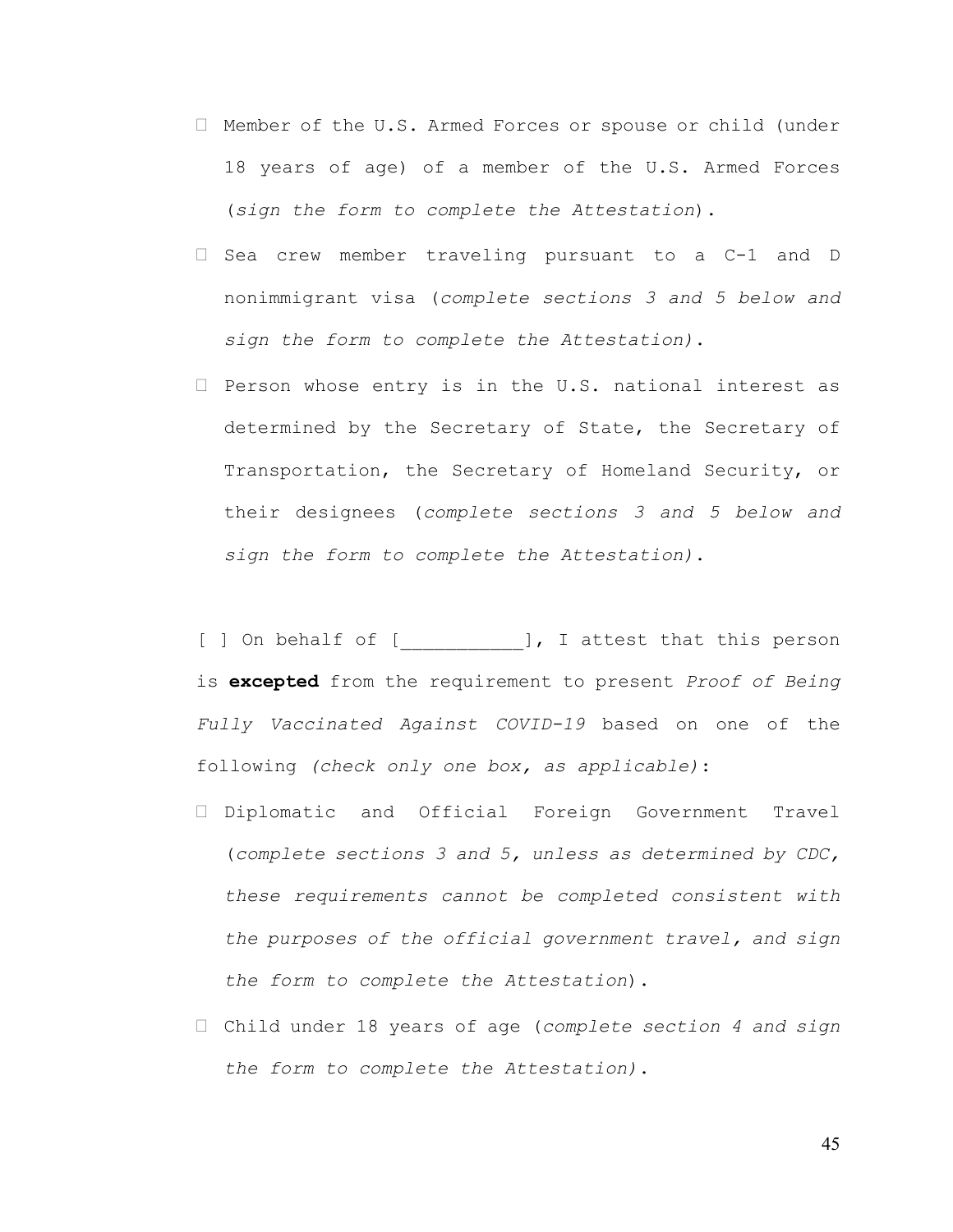- Member of the U.S. Armed Forces or spouse or child (under 18 years of age) of a member of the U.S. Armed Forces (*sign the form to complete the Attestation*).
- Sea crew member traveling pursuant to a C-1 and D nonimmigrant visa (*complete sections 3 and 5 below and sign the form to complete the Attestation)*.
- Person whose entry is in the U.S. national interest as determined by the Secretary of State, the Secretary of Transportation, the Secretary of Homeland Security, or their designees (*complete sections 3 and 5 below and sign the form to complete the Attestation)*.

[ ] On behalf of [___________], I attest that this person is **excepted** from the requirement to present *Proof of Being Fully Vaccinated Against COVID-19* based on one of the following *(check only one box, as applicable)*:

- Diplomatic and Official Foreign Government Travel (*complete sections 3 and 5, unless as determined by CDC, these requirements cannot be completed consistent with the purposes of the official government travel, and sign the form to complete the Attestation*).
- Child under 18 years of age (*complete section 4 and sign the form to complete the Attestation)*.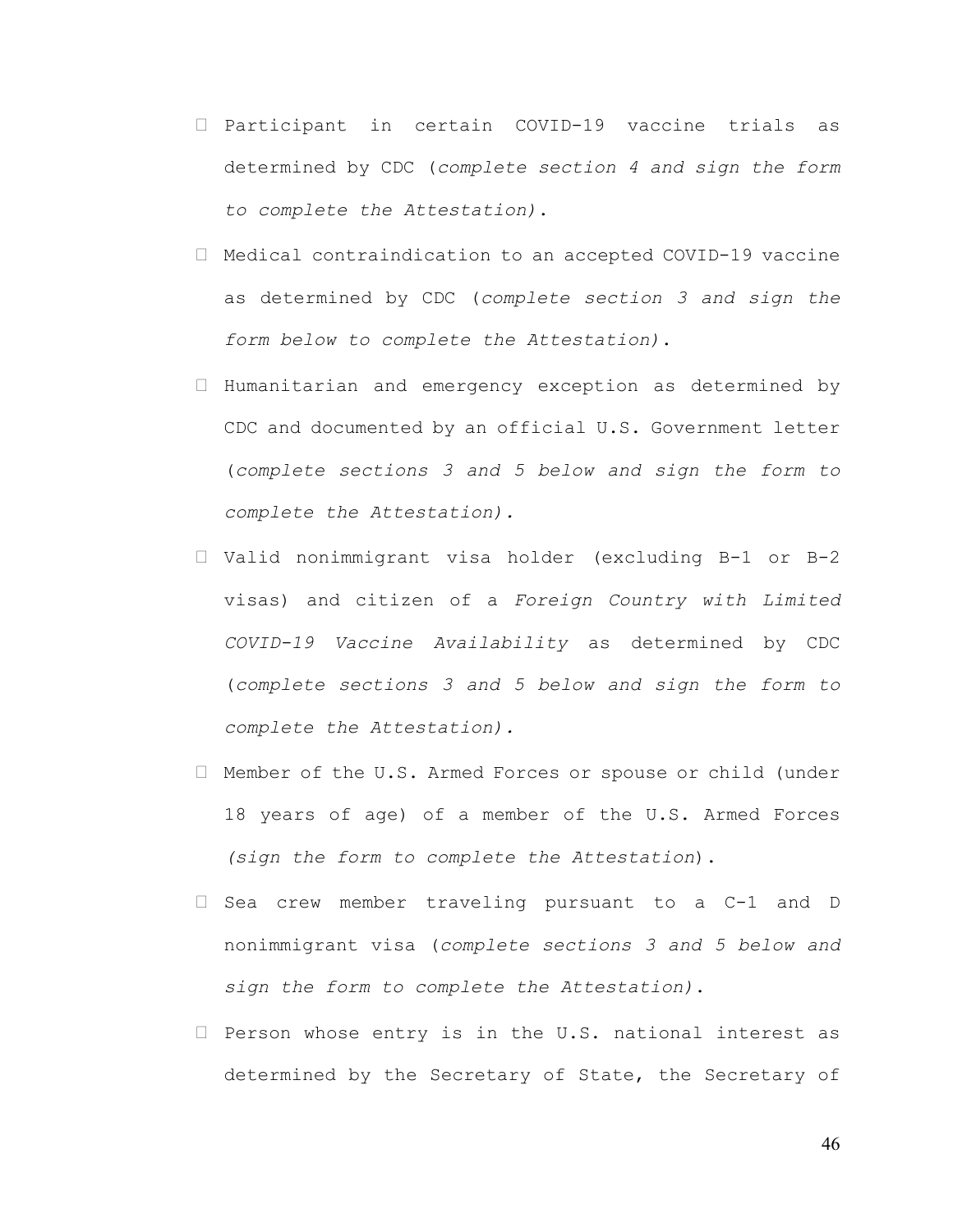- ☐ Participant in certain COVID-19 vaccine trials as determined by CDC (*complete section 4 and sign the form to complete the Attestation)*.
- ☐ Medical contraindication to an accepted COVID-19 vaccine as determined by CDC (*complete section 3 and sign the form below to complete the Attestation)*.
- ☐ Humanitarian and emergency exception as determined by CDC and documented by an official U.S. Government letter (*complete sections 3 and 5 below and sign the form to complete the Attestation).*
- ☐ Valid nonimmigrant visa holder (excluding B-1 or B-2 visas) and citizen of a *Foreign Country with Limited COVID-19 Vaccine Availability* as determined by CDC (*complete sections 3 and 5 below and sign the form to complete the Attestation).*
- ☐ Member of the U.S. Armed Forces or spouse or child (under 18 years of age) of a member of the U.S. Armed Forces *(sign the form to complete the Attestation*).
- ☐ Sea crew member traveling pursuant to a C-1 and D nonimmigrant visa (*complete sections 3 and 5 below and sign the form to complete the Attestation)*.
- ☐ Person whose entry is in the U.S. national interest as determined by the Secretary of State, the Secretary of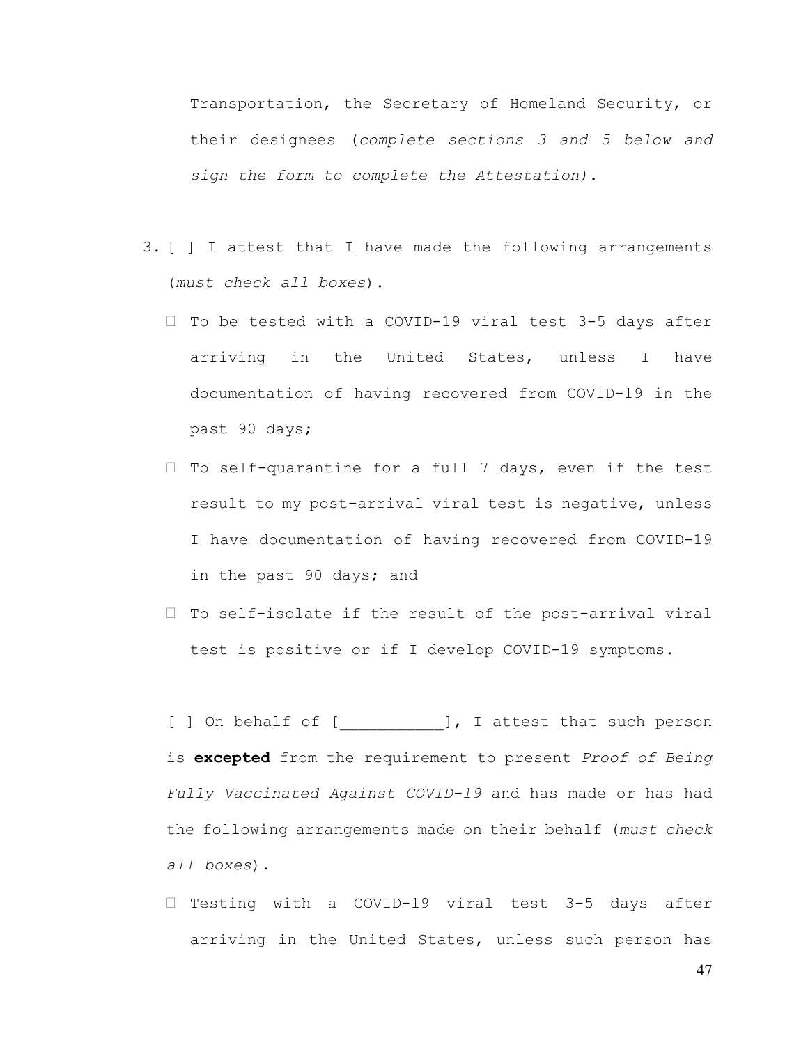Transportation, the Secretary of Homeland Security, or their designees (*complete sections 3 and 5 below and sign the form to complete the Attestation)*.

3. [ ] I attest that I have made the following arrangements (*must check all boxes*).

   - To be tested with a COVID-19 viral test 3-5 days after arriving in the United States, unless I have documentation of having recovered from COVID-19 in the past 90 days;
   - To self-quarantine for a full 7 days, even if the test result to my post-arrival viral test is negative, unless I have documentation of having recovered from COVID-19 in the past 90 days; and
   - To self-isolate if the result of the post-arrival viral test is positive or if I develop COVID-19 symptoms.

   [ ] On behalf of [___________], I attest that such person is **excepted** from the requirement to present *Proof of Being Fully Vaccinated Against COVID-19* and has made or has had the following arrangements made on their behalf (*must check all boxes*).

   - Testing with a COVID-19 viral test 3-5 days after arriving in the United States, unless such person has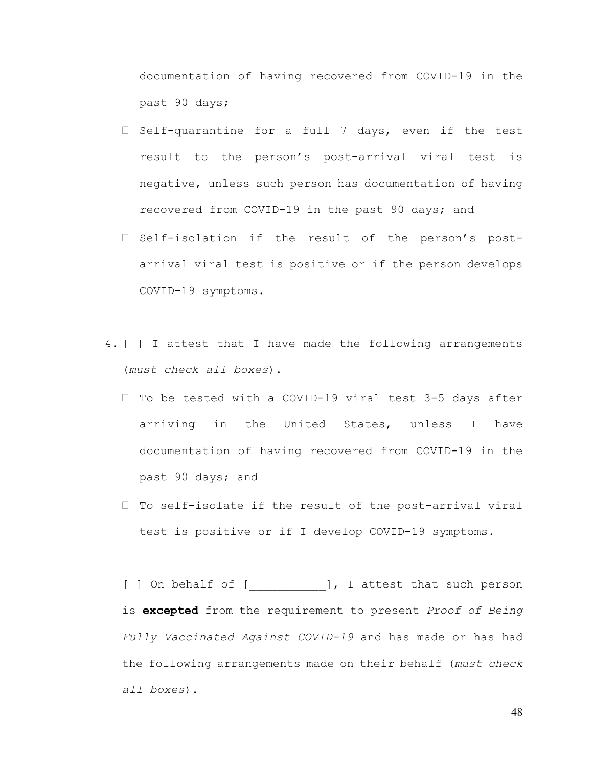documentation of having recovered from COVID-19 in the past 90 days;

- Self-quarantine for a full 7 days, even if the test result to the person's post-arrival viral test is negative, unless such person has documentation of having recovered from COVID-19 in the past 90 days; and
- Self-isolation if the result of the person's post-arrival viral test is positive or if the person develops COVID-19 symptoms.

4. [ ] I attest that I have made the following arrangements (*must check all boxes*).

   - To be tested with a COVID-19 viral test 3-5 days after arriving in the United States, unless I have documentation of having recovered from COVID-19 in the past 90 days; and
   - To self-isolate if the result of the post-arrival viral test is positive or if I develop COVID-19 symptoms.

   [ ] On behalf of [___________], I attest that such person is **excepted** from the requirement to present *Proof of Being Fully Vaccinated Against COVID-19* and has made or has had the following arrangements made on their behalf (*must check all boxes*).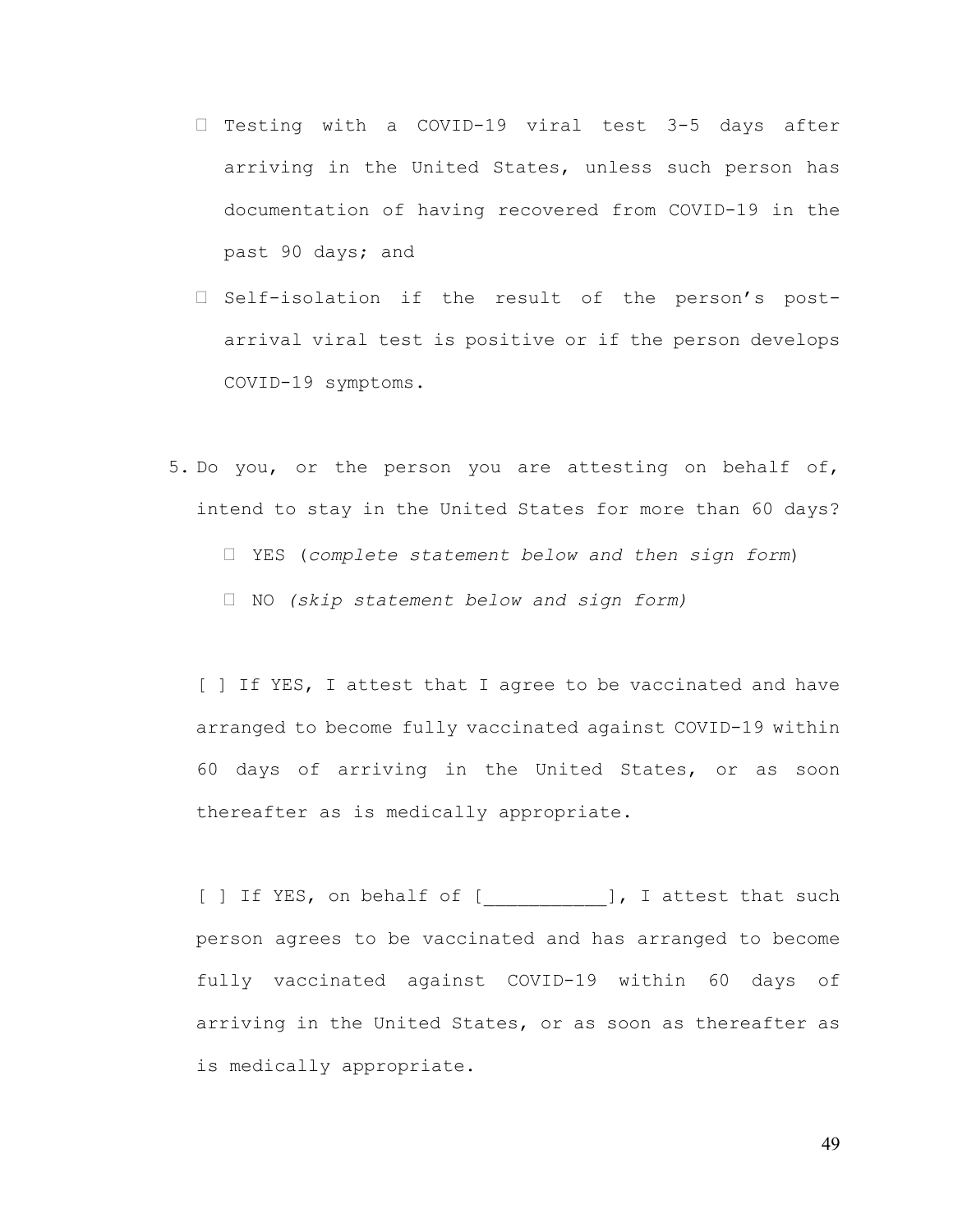- Testing with a COVID-19 viral test 3-5 days after arriving in the United States, unless such person has documentation of having recovered from COVID-19 in the past 90 days; and
- Self-isolation if the result of the person's post-arrival viral test is positive or if the person develops COVID-19 symptoms.

5. Do you, or the person you are attesting on behalf of, intend to stay in the United States for more than 60 days?

   - YES (*complete statement below and then sign form*)
   - NO *(skip statement below and sign form)*

   [ ] If YES, I attest that I agree to be vaccinated and have arranged to become fully vaccinated against COVID-19 within 60 days of arriving in the United States, or as soon thereafter as is medically appropriate.

   [ ] If YES, on behalf of [___________], I attest that such person agrees to be vaccinated and has arranged to become fully vaccinated against COVID-19 within 60 days of arriving in the United States, or as soon as thereafter as is medically appropriate.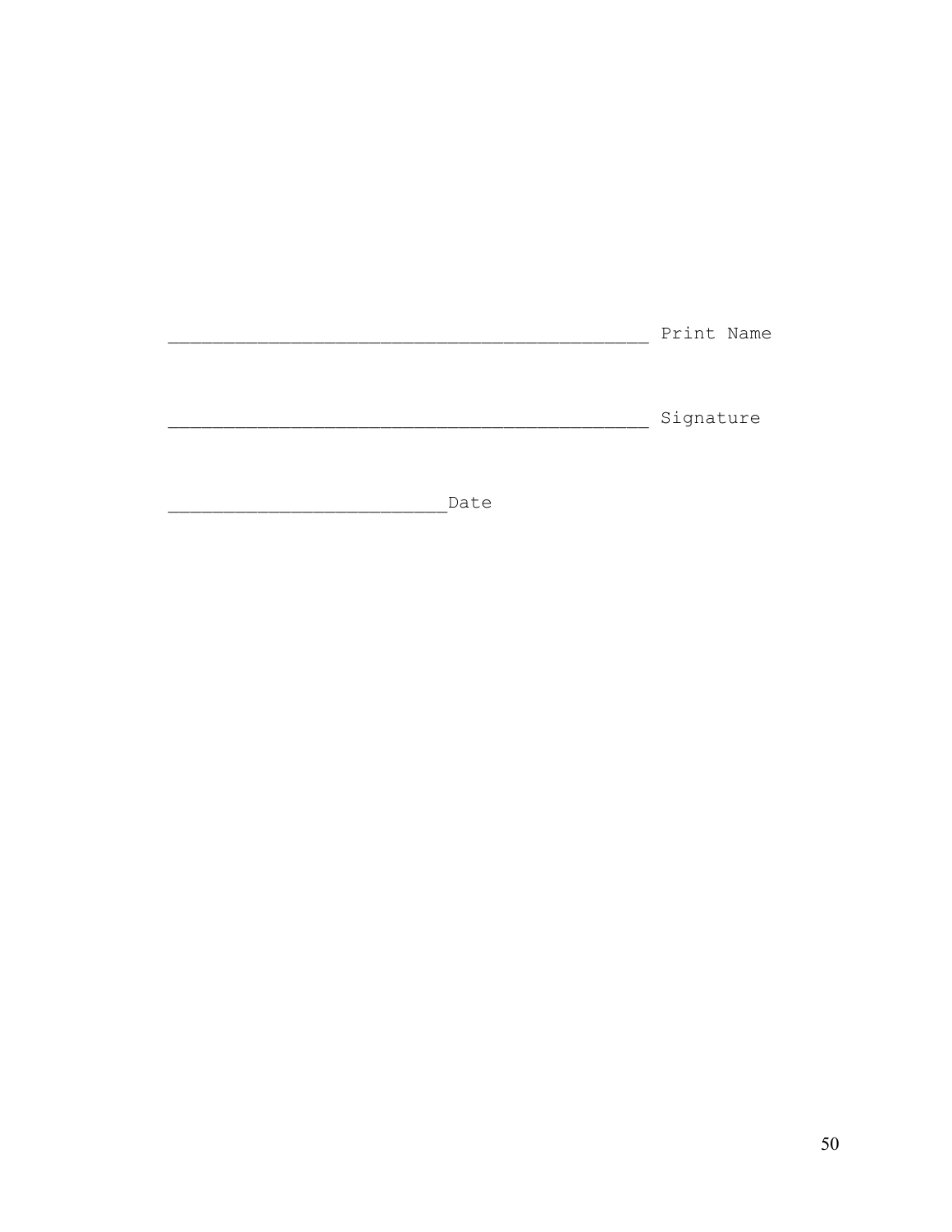____________________________________________ Print Name

____________________________________________ Signature

_________________________Date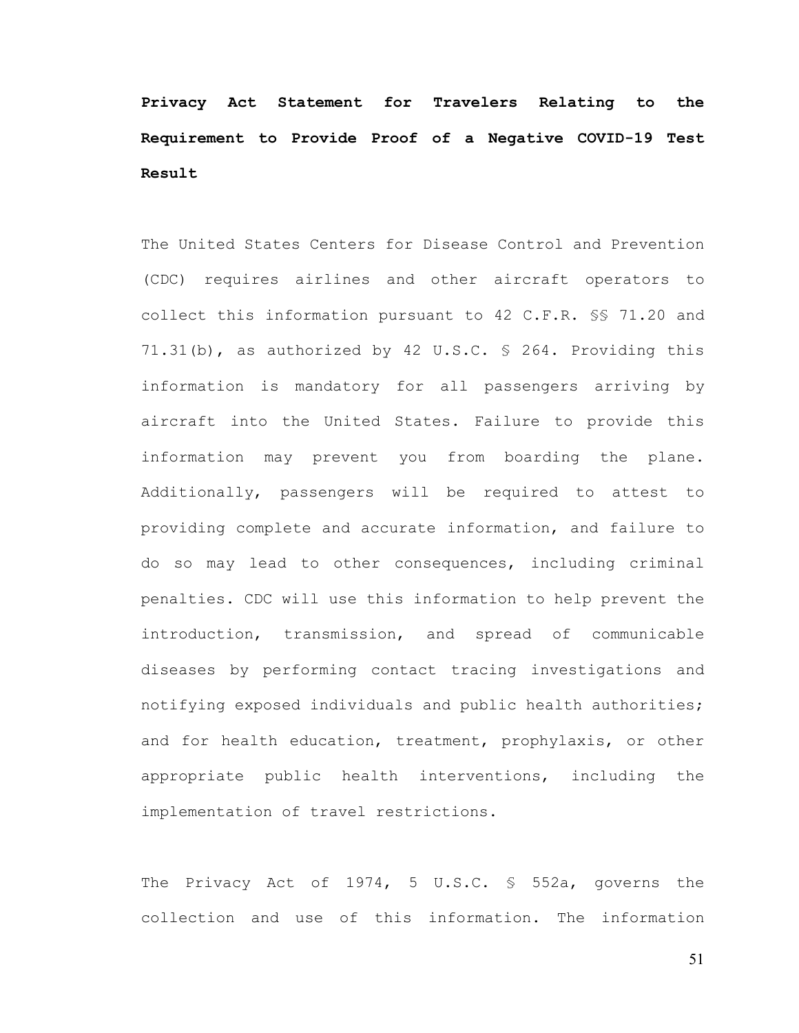**Privacy Act Statement for Travelers Relating to the Requirement to Provide Proof of a Negative COVID-19 Test Result**

The United States Centers for Disease Control and Prevention (CDC) requires airlines and other aircraft operators to collect this information pursuant to 42 C.F.R. §§ 71.20 and 71.31(b), as authorized by 42 U.S.C. § 264. Providing this information is mandatory for all passengers arriving by aircraft into the United States. Failure to provide this information may prevent you from boarding the plane. Additionally, passengers will be required to attest to providing complete and accurate information, and failure to do so may lead to other consequences, including criminal penalties. CDC will use this information to help prevent the introduction, transmission, and spread of communicable diseases by performing contact tracing investigations and notifying exposed individuals and public health authorities; and for health education, treatment, prophylaxis, or other appropriate public health interventions, including the implementation of travel restrictions.

The Privacy Act of 1974, 5 U.S.C. § 552a, governs the collection and use of this information. The information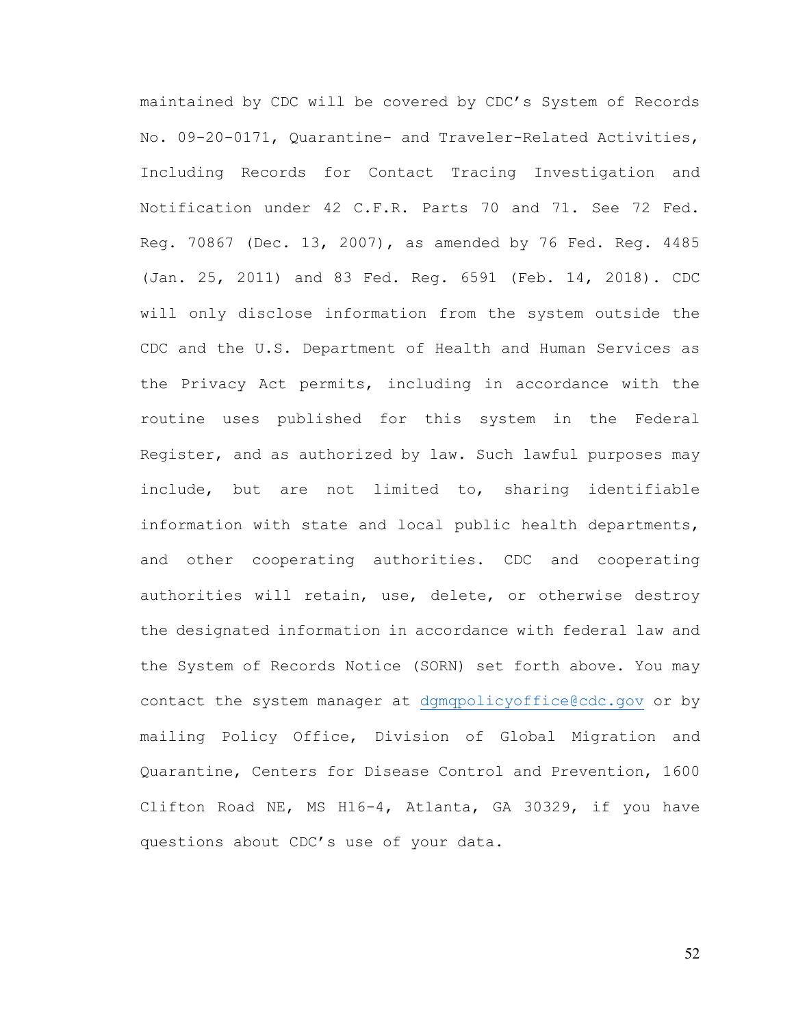maintained by CDC will be covered by CDC's System of Records No. 09-20-0171, Quarantine- and Traveler-Related Activities, Including Records for Contact Tracing Investigation and Notification under 42 C.F.R. Parts 70 and 71. See 72 Fed. Reg. 70867 (Dec. 13, 2007), as amended by 76 Fed. Reg. 4485 (Jan. 25, 2011) and 83 Fed. Reg. 6591 (Feb. 14, 2018). CDC will only disclose information from the system outside the CDC and the U.S. Department of Health and Human Services as the Privacy Act permits, including in accordance with the routine uses published for this system in the Federal Register, and as authorized by law. Such lawful purposes may include, but are not limited to, sharing identifiable information with state and local public health departments, and other cooperating authorities. CDC and cooperating authorities will retain, use, delete, or otherwise destroy the designated information in accordance with federal law and the System of Records Notice (SORN) set forth above. You may contact the system manager at dgmqpolicyoffice@cdc.gov or by mailing Policy Office, Division of Global Migration and Quarantine, Centers for Disease Control and Prevention, 1600 Clifton Road NE, MS H16-4, Atlanta, GA 30329, if you have questions about CDC's use of your data.